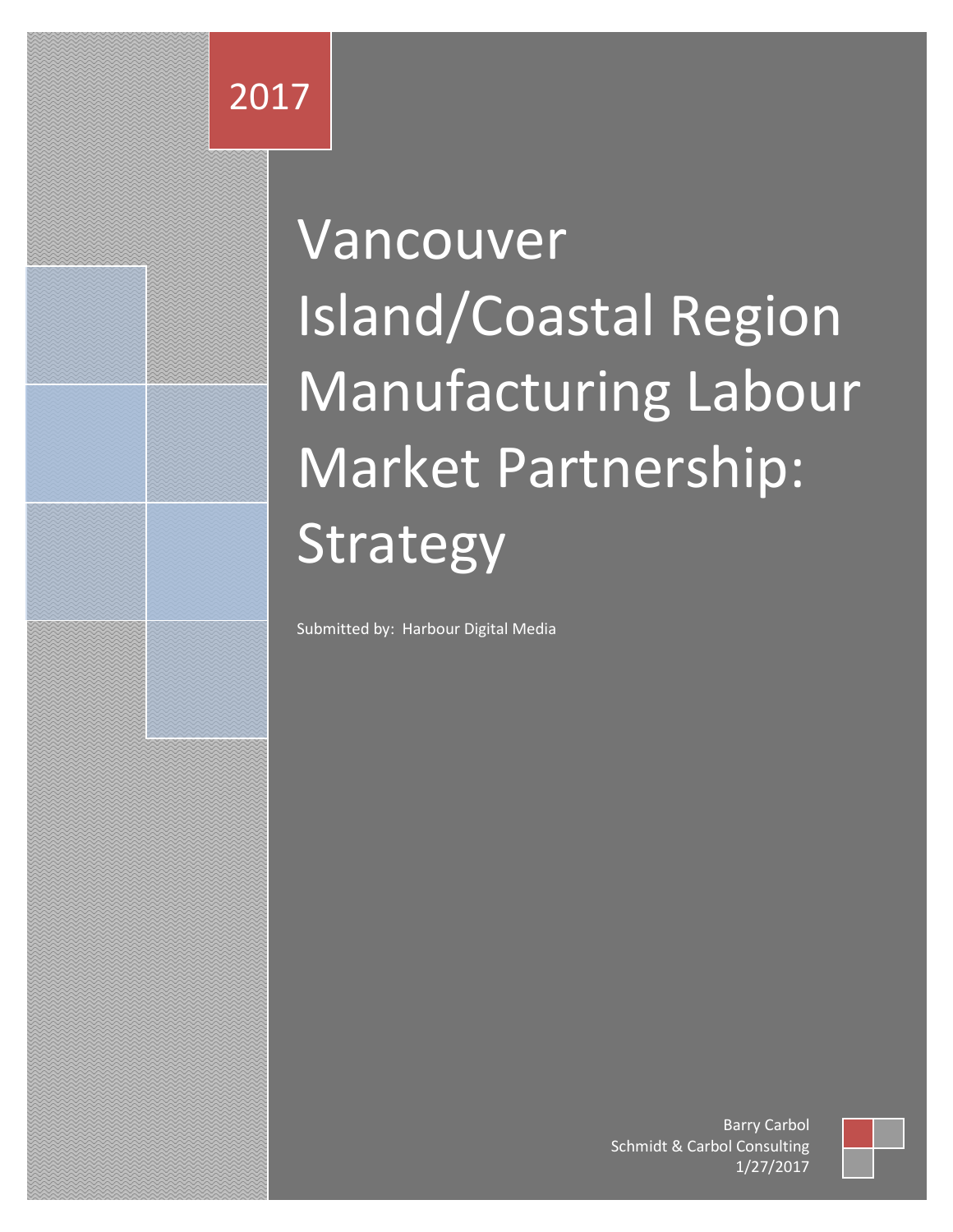2017

# Vancouver Island/Coastal Region Manufacturing Labour Market Partnership: Strategy

Submitted by: Harbour Digital Media

Barry Carbol
Schmidt & Carbol Consulting
1/27/2017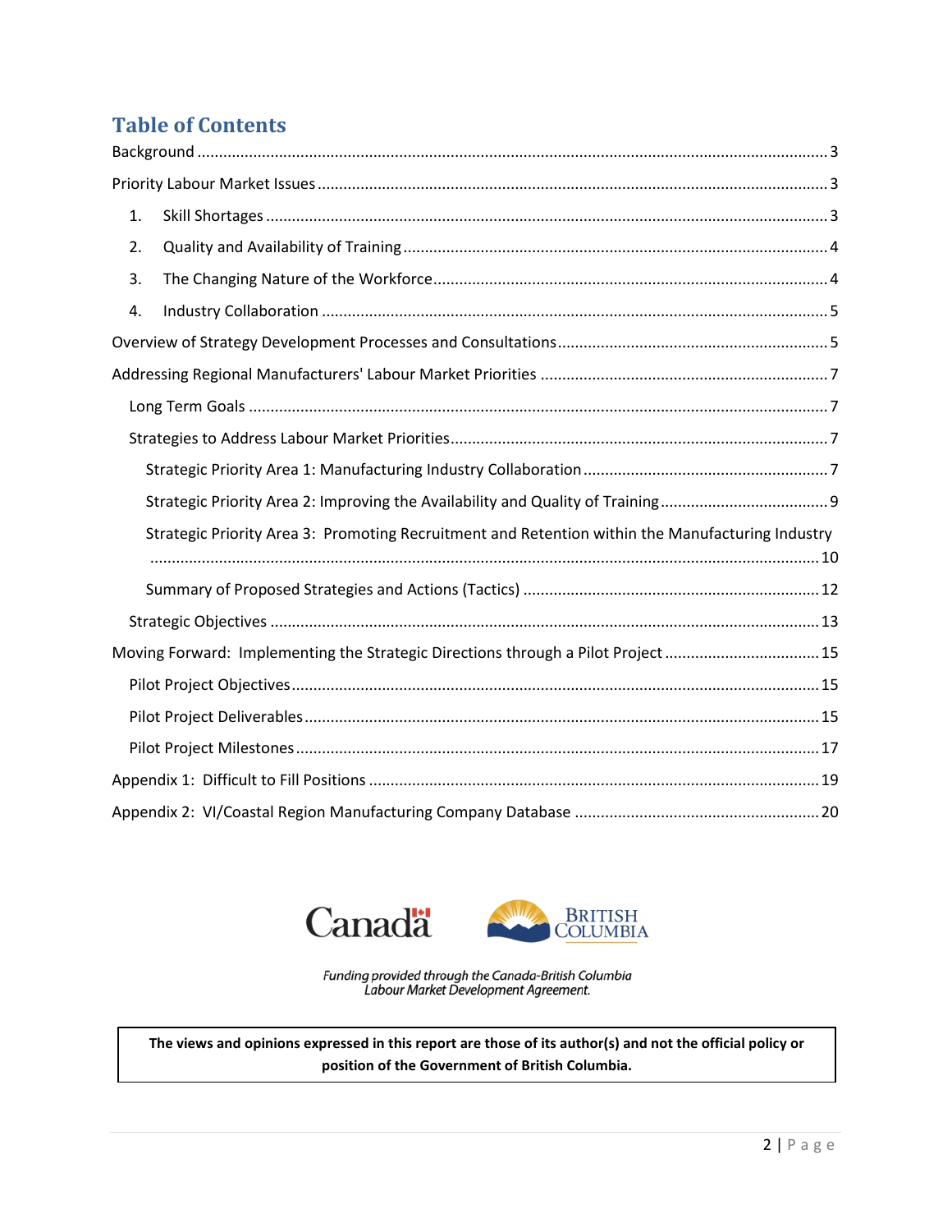# Table of Contents

Background ..... 3

Priority Labour Market Issues ..... 3

1. Skill Shortages ..... 3
2. Quality and Availability of Training ..... 4
3. The Changing Nature of the Workforce ..... 4
4. Industry Collaboration ..... 5

Overview of Strategy Development Processes and Consultations ..... 5

Addressing Regional Manufacturers' Labour Market Priorities ..... 7

- Long Term Goals ..... 7
- Strategies to Address Labour Market Priorities ..... 7
  - Strategic Priority Area 1: Manufacturing Industry Collaboration ..... 7
  - Strategic Priority Area 2: Improving the Availability and Quality of Training ..... 9
  - Strategic Priority Area 3: Promoting Recruitment and Retention within the Manufacturing Industry ..... 10
  - Summary of Proposed Strategies and Actions (Tactics) ..... 12
- Strategic Objectives ..... 13

Moving Forward: Implementing the Strategic Directions through a Pilot Project ..... 15

- Pilot Project Objectives ..... 15
- Pilot Project Deliverables ..... 15
- Pilot Project Milestones ..... 17

Appendix 1: Difficult to Fill Positions ..... 19

Appendix 2: VI/Coastal Region Manufacturing Company Database ..... 20

Canada | BRITISH COLUMBIA

*Funding provided through the Canada-British Columbia Labour Market Development Agreement.*

**The views and opinions expressed in this report are those of its author(s) and not the official policy or position of the Government of British Columbia.**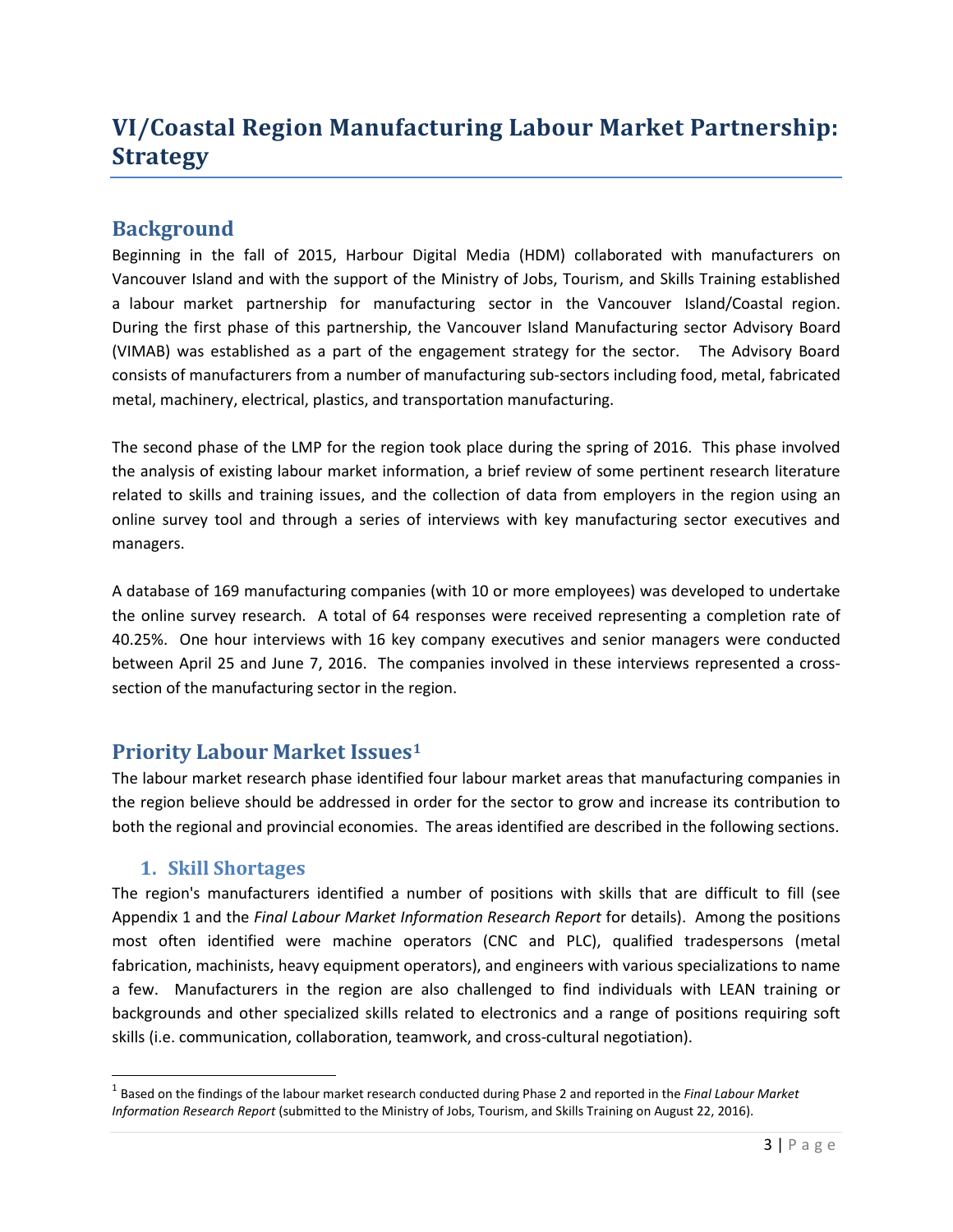# VI/Coastal Region Manufacturing Labour Market Partnership: Strategy

## Background

Beginning in the fall of 2015, Harbour Digital Media (HDM) collaborated with manufacturers on Vancouver Island and with the support of the Ministry of Jobs, Tourism, and Skills Training established a labour market partnership for manufacturing sector in the Vancouver Island/Coastal region. During the first phase of this partnership, the Vancouver Island Manufacturing sector Advisory Board (VIMAB) was established as a part of the engagement strategy for the sector. The Advisory Board consists of manufacturers from a number of manufacturing sub-sectors including food, metal, fabricated metal, machinery, electrical, plastics, and transportation manufacturing.

The second phase of the LMP for the region took place during the spring of 2016. This phase involved the analysis of existing labour market information, a brief review of some pertinent research literature related to skills and training issues, and the collection of data from employers in the region using an online survey tool and through a series of interviews with key manufacturing sector executives and managers.

A database of 169 manufacturing companies (with 10 or more employees) was developed to undertake the online survey research. A total of 64 responses were received representing a completion rate of 40.25%. One hour interviews with 16 key company executives and senior managers were conducted between April 25 and June 7, 2016. The companies involved in these interviews represented a cross-section of the manufacturing sector in the region.

## Priority Labour Market Issues[1]

The labour market research phase identified four labour market areas that manufacturing companies in the region believe should be addressed in order for the sector to grow and increase its contribution to both the regional and provincial economies. The areas identified are described in the following sections.

### 1. Skill Shortages

The region's manufacturers identified a number of positions with skills that are difficult to fill (see Appendix 1 and the *Final Labour Market Information Research Report* for details). Among the positions most often identified were machine operators (CNC and PLC), qualified tradespersons (metal fabrication, machinists, heavy equipment operators), and engineers with various specializations to name a few. Manufacturers in the region are also challenged to find individuals with LEAN training or backgrounds and other specialized skills related to electronics and a range of positions requiring soft skills (i.e. communication, collaboration, teamwork, and cross-cultural negotiation).

---

[1] Based on the findings of the labour market research conducted during Phase 2 and reported in the *Final Labour Market Information Research Report* (submitted to the Ministry of Jobs, Tourism, and Skills Training on August 22, 2016).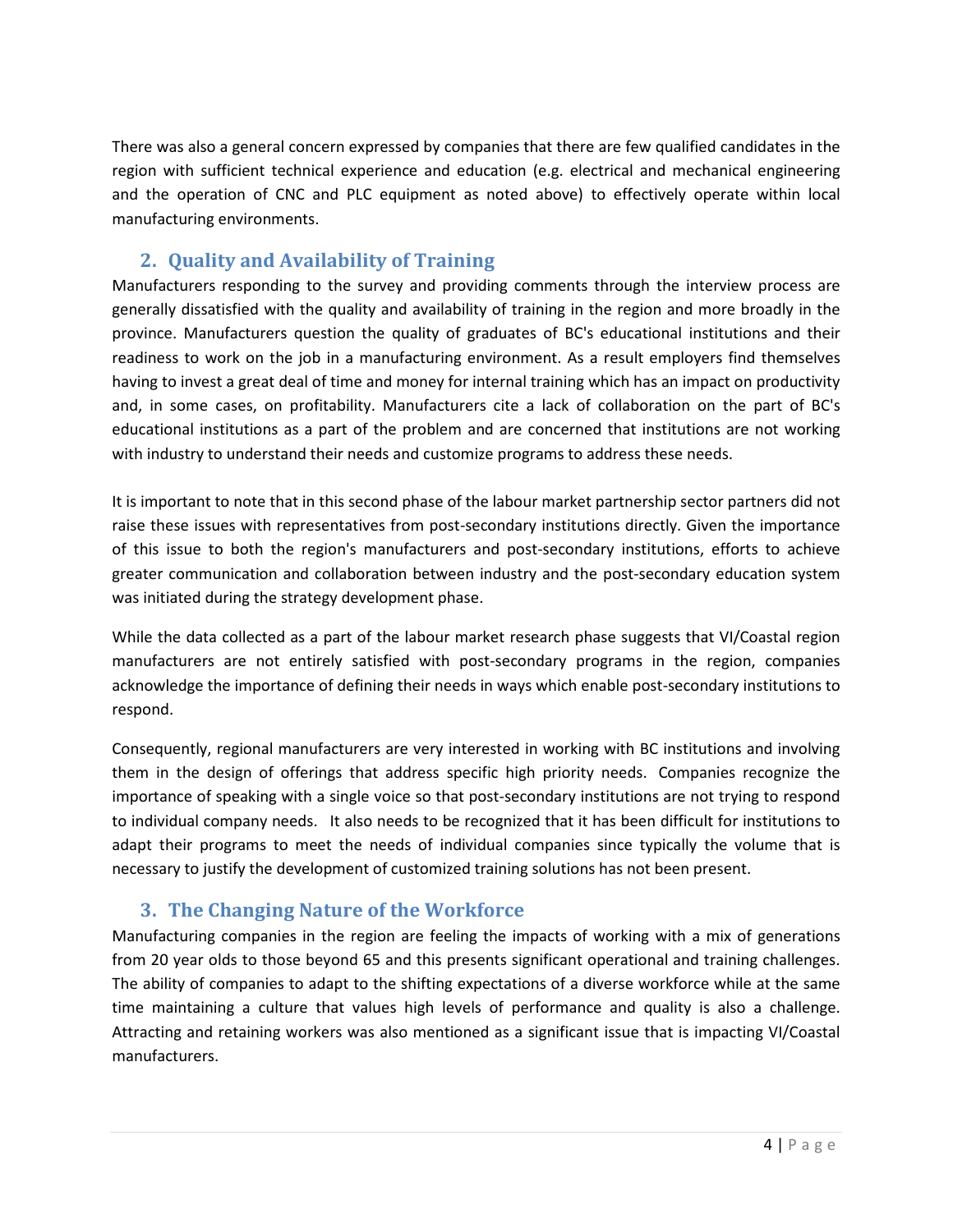There was also a general concern expressed by companies that there are few qualified candidates in the region with sufficient technical experience and education (e.g. electrical and mechanical engineering and the operation of CNC and PLC equipment as noted above) to effectively operate within local manufacturing environments.

## 2. Quality and Availability of Training

Manufacturers responding to the survey and providing comments through the interview process are generally dissatisfied with the quality and availability of training in the region and more broadly in the province. Manufacturers question the quality of graduates of BC's educational institutions and their readiness to work on the job in a manufacturing environment. As a result employers find themselves having to invest a great deal of time and money for internal training which has an impact on productivity and, in some cases, on profitability. Manufacturers cite a lack of collaboration on the part of BC's educational institutions as a part of the problem and are concerned that institutions are not working with industry to understand their needs and customize programs to address these needs.

It is important to note that in this second phase of the labour market partnership sector partners did not raise these issues with representatives from post-secondary institutions directly. Given the importance of this issue to both the region's manufacturers and post-secondary institutions, efforts to achieve greater communication and collaboration between industry and the post-secondary education system was initiated during the strategy development phase.

While the data collected as a part of the labour market research phase suggests that VI/Coastal region manufacturers are not entirely satisfied with post-secondary programs in the region, companies acknowledge the importance of defining their needs in ways which enable post-secondary institutions to respond.

Consequently, regional manufacturers are very interested in working with BC institutions and involving them in the design of offerings that address specific high priority needs. Companies recognize the importance of speaking with a single voice so that post-secondary institutions are not trying to respond to individual company needs. It also needs to be recognized that it has been difficult for institutions to adapt their programs to meet the needs of individual companies since typically the volume that is necessary to justify the development of customized training solutions has not been present.

## 3. The Changing Nature of the Workforce

Manufacturing companies in the region are feeling the impacts of working with a mix of generations from 20 year olds to those beyond 65 and this presents significant operational and training challenges. The ability of companies to adapt to the shifting expectations of a diverse workforce while at the same time maintaining a culture that values high levels of performance and quality is also a challenge. Attracting and retaining workers was also mentioned as a significant issue that is impacting VI/Coastal manufacturers.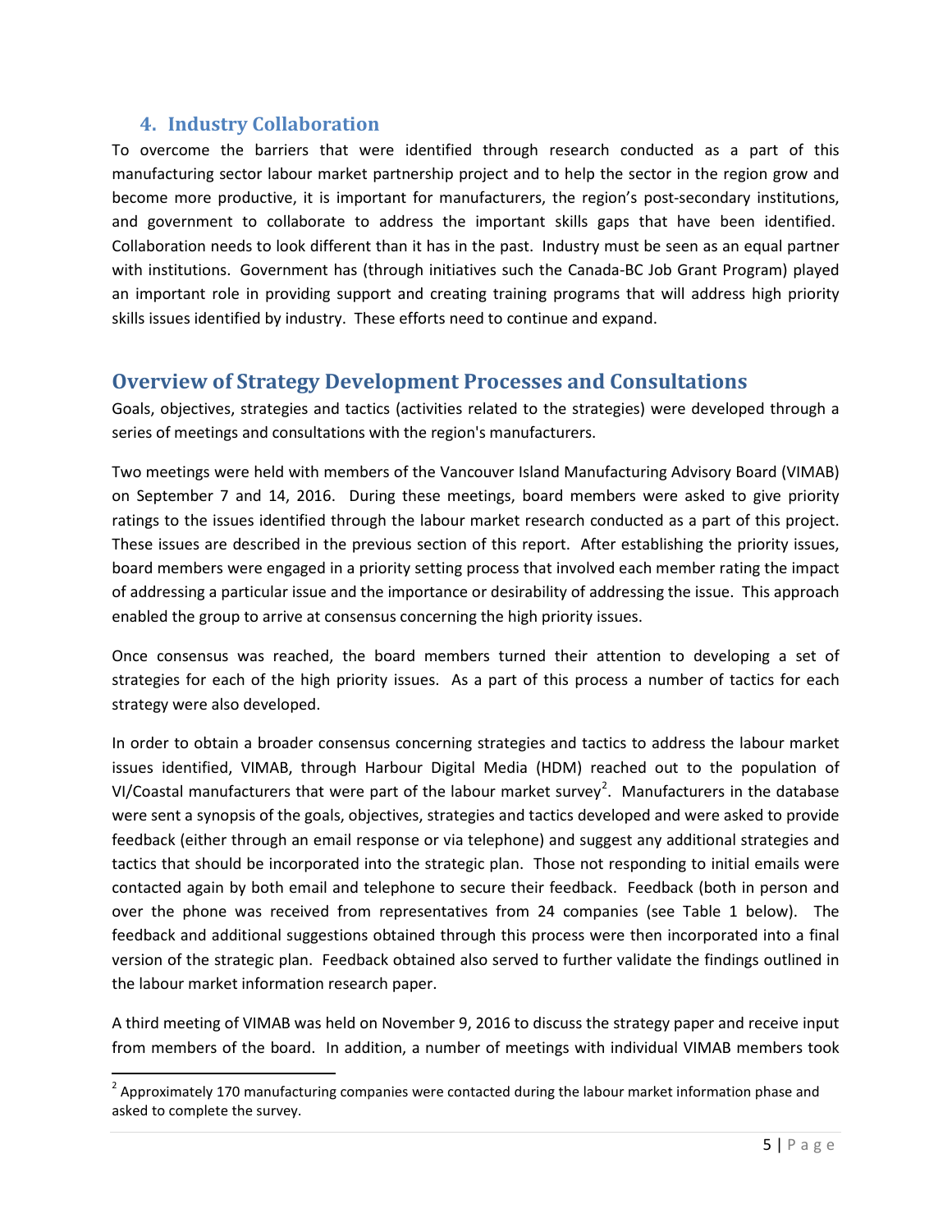### 4. Industry Collaboration

To overcome the barriers that were identified through research conducted as a part of this manufacturing sector labour market partnership project and to help the sector in the region grow and become more productive, it is important for manufacturers, the region's post-secondary institutions, and government to collaborate to address the important skills gaps that have been identified. Collaboration needs to look different than it has in the past. Industry must be seen as an equal partner with institutions. Government has (through initiatives such the Canada-BC Job Grant Program) played an important role in providing support and creating training programs that will address high priority skills issues identified by industry. These efforts need to continue and expand.

## Overview of Strategy Development Processes and Consultations

Goals, objectives, strategies and tactics (activities related to the strategies) were developed through a series of meetings and consultations with the region's manufacturers.

Two meetings were held with members of the Vancouver Island Manufacturing Advisory Board (VIMAB) on September 7 and 14, 2016. During these meetings, board members were asked to give priority ratings to the issues identified through the labour market research conducted as a part of this project. These issues are described in the previous section of this report. After establishing the priority issues, board members were engaged in a priority setting process that involved each member rating the impact of addressing a particular issue and the importance or desirability of addressing the issue. This approach enabled the group to arrive at consensus concerning the high priority issues.

Once consensus was reached, the board members turned their attention to developing a set of strategies for each of the high priority issues. As a part of this process a number of tactics for each strategy were also developed.

In order to obtain a broader consensus concerning strategies and tactics to address the labour market issues identified, VIMAB, through Harbour Digital Media (HDM) reached out to the population of VI/Coastal manufacturers that were part of the labour market survey[2]. Manufacturers in the database were sent a synopsis of the goals, objectives, strategies and tactics developed and were asked to provide feedback (either through an email response or via telephone) and suggest any additional strategies and tactics that should be incorporated into the strategic plan. Those not responding to initial emails were contacted again by both email and telephone to secure their feedback. Feedback (both in person and over the phone was received from representatives from 24 companies (see Table 1 below). The feedback and additional suggestions obtained through this process were then incorporated into a final version of the strategic plan. Feedback obtained also served to further validate the findings outlined in the labour market information research paper.

A third meeting of VIMAB was held on November 9, 2016 to discuss the strategy paper and receive input from members of the board. In addition, a number of meetings with individual VIMAB members took

[2] Approximately 170 manufacturing companies were contacted during the labour market information phase and asked to complete the survey.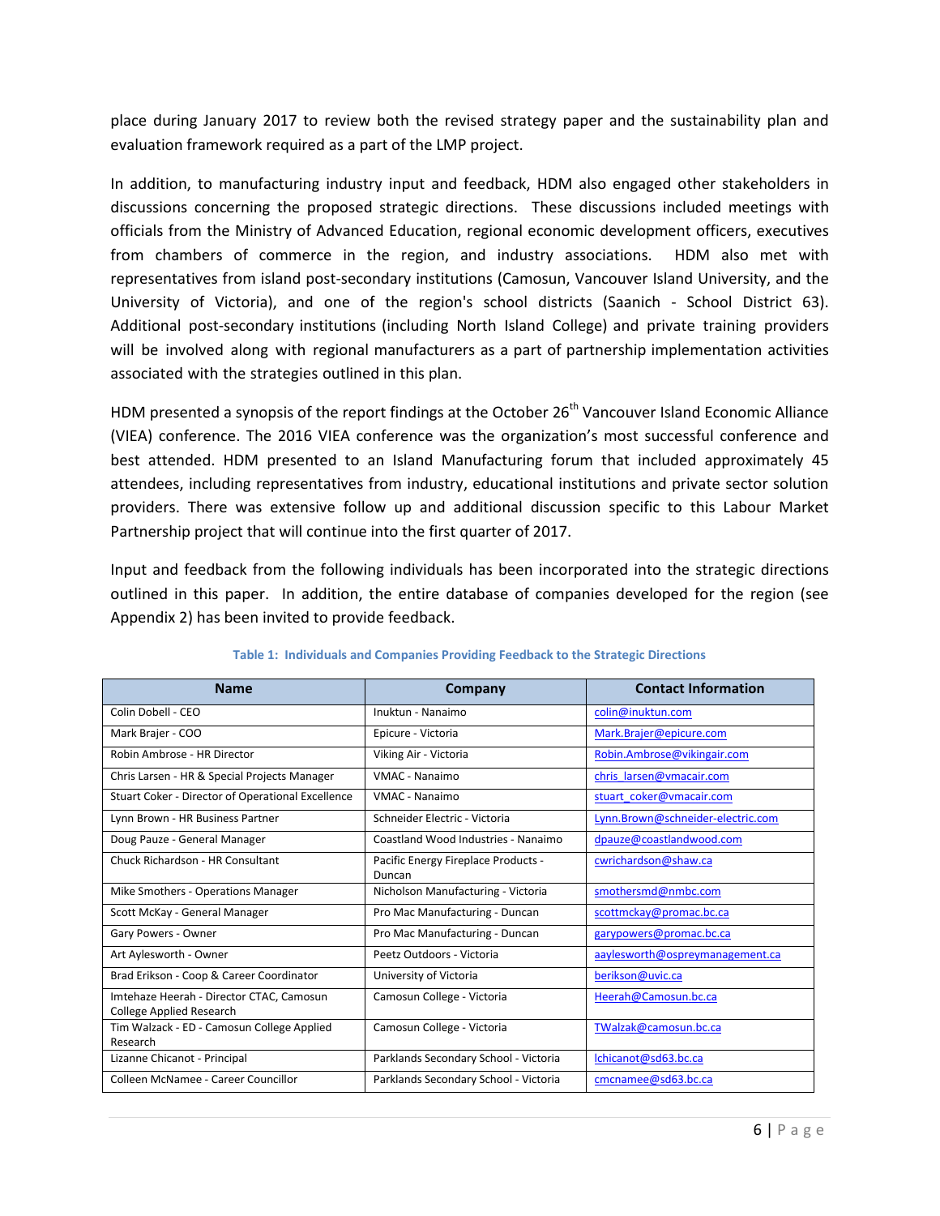place during January 2017 to review both the revised strategy paper and the sustainability plan and evaluation framework required as a part of the LMP project.

In addition, to manufacturing industry input and feedback, HDM also engaged other stakeholders in discussions concerning the proposed strategic directions. These discussions included meetings with officials from the Ministry of Advanced Education, regional economic development officers, executives from chambers of commerce in the region, and industry associations. HDM also met with representatives from island post-secondary institutions (Camosun, Vancouver Island University, and the University of Victoria), and one of the region's school districts (Saanich - School District 63). Additional post-secondary institutions (including North Island College) and private training providers will be involved along with regional manufacturers as a part of partnership implementation activities associated with the strategies outlined in this plan.

HDM presented a synopsis of the report findings at the October 26th Vancouver Island Economic Alliance (VIEA) conference. The 2016 VIEA conference was the organization's most successful conference and best attended. HDM presented to an Island Manufacturing forum that included approximately 45 attendees, including representatives from industry, educational institutions and private sector solution providers. There was extensive follow up and additional discussion specific to this Labour Market Partnership project that will continue into the first quarter of 2017.

Input and feedback from the following individuals has been incorporated into the strategic directions outlined in this paper. In addition, the entire database of companies developed for the region (see Appendix 2) has been invited to provide feedback.

**Table 1: Individuals and Companies Providing Feedback to the Strategic Directions**

| Name | Company | Contact Information |
|---|---|---|
| Colin Dobell - CEO | Inuktun - Nanaimo | colin@inuktun.com |
| Mark Brajer - COO | Epicure - Victoria | Mark.Brajer@epicure.com |
| Robin Ambrose - HR Director | Viking Air - Victoria | Robin.Ambrose@vikingair.com |
| Chris Larsen - HR & Special Projects Manager | VMAC - Nanaimo | chris_larsen@vmacair.com |
| Stuart Coker - Director of Operational Excellence | VMAC - Nanaimo | stuart_coker@vmacair.com |
| Lynn Brown - HR Business Partner | Schneider Electric - Victoria | Lynn.Brown@schneider-electric.com |
| Doug Pauze - General Manager | Coastland Wood Industries - Nanaimo | dpauze@coastlandwood.com |
| Chuck Richardson - HR Consultant | Pacific Energy Fireplace Products - Duncan | cwrichardson@shaw.ca |
| Mike Smothers - Operations Manager | Nicholson Manufacturing - Victoria | smothersmd@nmbc.com |
| Scott McKay - General Manager | Pro Mac Manufacturing - Duncan | scottmckay@promac.bc.ca |
| Gary Powers - Owner | Pro Mac Manufacturing - Duncan | garypowers@promac.bc.ca |
| Art Aylesworth - Owner | Peetz Outdoors - Victoria | aaylesworth@ospreymanagement.ca |
| Brad Erikson - Coop & Career Coordinator | University of Victoria | berikson@uvic.ca |
| Imtehaze Heerah - Director CTAC, Camosun College Applied Research | Camosun College - Victoria | Heerah@Camosun.bc.ca |
| Tim Walzack - ED - Camosun College Applied Research | Camosun College - Victoria | TWalzak@camosun.bc.ca |
| Lizanne Chicanot - Principal | Parklands Secondary School - Victoria | lchicanot@sd63.bc.ca |
| Colleen McNamee - Career Councillor | Parklands Secondary School - Victoria | cmcnamee@sd63.bc.ca |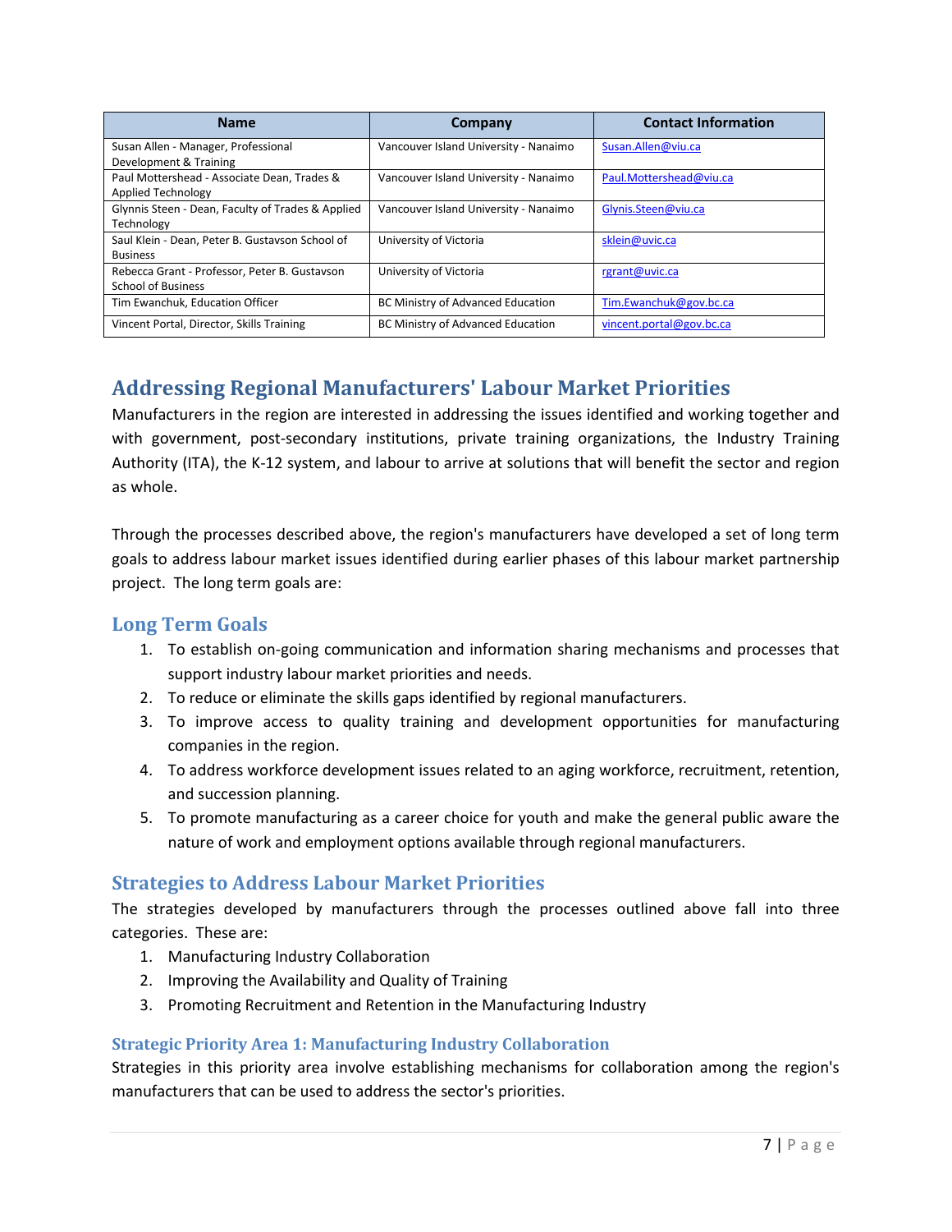| Name | Company | Contact Information |
| --- | --- | --- |
| Susan Allen - Manager, Professional Development & Training | Vancouver Island University - Nanaimo | Susan.Allen@viu.ca |
| Paul Mottershead - Associate Dean, Trades & Applied Technology | Vancouver Island University - Nanaimo | Paul.Mottershead@viu.ca |
| Glynnis Steen - Dean, Faculty of Trades & Applied Technology | Vancouver Island University - Nanaimo | Glynis.Steen@viu.ca |
| Saul Klein - Dean, Peter B. Gustavson School of Business | University of Victoria | sklein@uvic.ca |
| Rebecca Grant - Professor, Peter B. Gustavson School of Business | University of Victoria | rgrant@uvic.ca |
| Tim Ewanchuk, Education Officer | BC Ministry of Advanced Education | Tim.Ewanchuk@gov.bc.ca |
| Vincent Portal, Director, Skills Training | BC Ministry of Advanced Education | vincent.portal@gov.bc.ca |

## Addressing Regional Manufacturers' Labour Market Priorities

Manufacturers in the region are interested in addressing the issues identified and working together and with government, post-secondary institutions, private training organizations, the Industry Training Authority (ITA), the K-12 system, and labour to arrive at solutions that will benefit the sector and region as whole.

Through the processes described above, the region's manufacturers have developed a set of long term goals to address labour market issues identified during earlier phases of this labour market partnership project. The long term goals are:

### Long Term Goals

1. To establish on-going communication and information sharing mechanisms and processes that support industry labour market priorities and needs.
2. To reduce or eliminate the skills gaps identified by regional manufacturers.
3. To improve access to quality training and development opportunities for manufacturing companies in the region.
4. To address workforce development issues related to an aging workforce, recruitment, retention, and succession planning.
5. To promote manufacturing as a career choice for youth and make the general public aware the nature of work and employment options available through regional manufacturers.

### Strategies to Address Labour Market Priorities

The strategies developed by manufacturers through the processes outlined above fall into three categories. These are:

1. Manufacturing Industry Collaboration
2. Improving the Availability and Quality of Training
3. Promoting Recruitment and Retention in the Manufacturing Industry

#### Strategic Priority Area 1: Manufacturing Industry Collaboration

Strategies in this priority area involve establishing mechanisms for collaboration among the region's manufacturers that can be used to address the sector's priorities.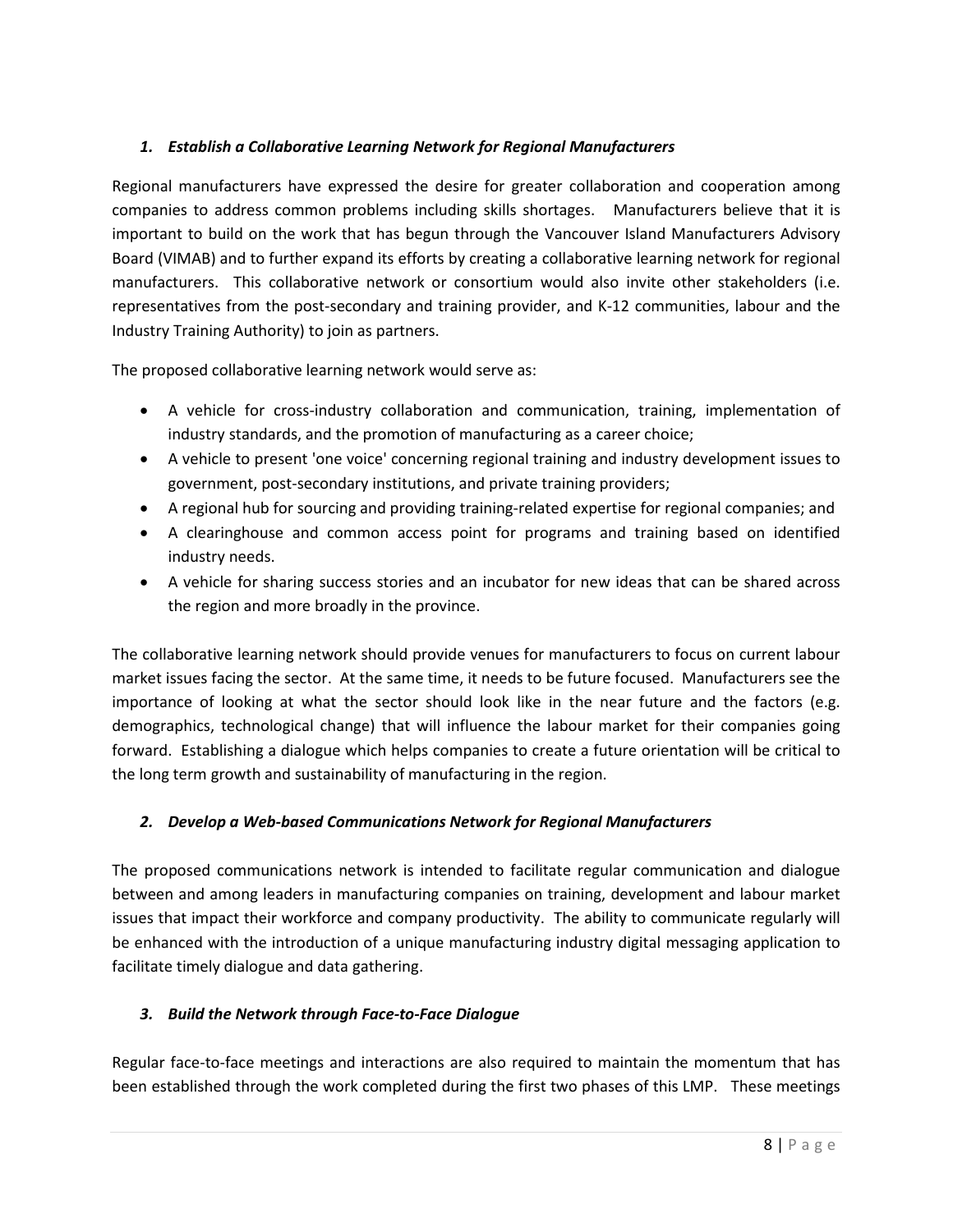### *1. Establish a Collaborative Learning Network for Regional Manufacturers*

Regional manufacturers have expressed the desire for greater collaboration and cooperation among companies to address common problems including skills shortages. Manufacturers believe that it is important to build on the work that has begun through the Vancouver Island Manufacturers Advisory Board (VIMAB) and to further expand its efforts by creating a collaborative learning network for regional manufacturers. This collaborative network or consortium would also invite other stakeholders (i.e. representatives from the post-secondary and training provider, and K-12 communities, labour and the Industry Training Authority) to join as partners.

The proposed collaborative learning network would serve as:

- A vehicle for cross-industry collaboration and communication, training, implementation of industry standards, and the promotion of manufacturing as a career choice;
- A vehicle to present 'one voice' concerning regional training and industry development issues to government, post-secondary institutions, and private training providers;
- A regional hub for sourcing and providing training-related expertise for regional companies; and
- A clearinghouse and common access point for programs and training based on identified industry needs.
- A vehicle for sharing success stories and an incubator for new ideas that can be shared across the region and more broadly in the province.

The collaborative learning network should provide venues for manufacturers to focus on current labour market issues facing the sector. At the same time, it needs to be future focused. Manufacturers see the importance of looking at what the sector should look like in the near future and the factors (e.g. demographics, technological change) that will influence the labour market for their companies going forward. Establishing a dialogue which helps companies to create a future orientation will be critical to the long term growth and sustainability of manufacturing in the region.

### *2. Develop a Web-based Communications Network for Regional Manufacturers*

The proposed communications network is intended to facilitate regular communication and dialogue between and among leaders in manufacturing companies on training, development and labour market issues that impact their workforce and company productivity. The ability to communicate regularly will be enhanced with the introduction of a unique manufacturing industry digital messaging application to facilitate timely dialogue and data gathering.

### *3. Build the Network through Face-to-Face Dialogue*

Regular face-to-face meetings and interactions are also required to maintain the momentum that has been established through the work completed during the first two phases of this LMP. These meetings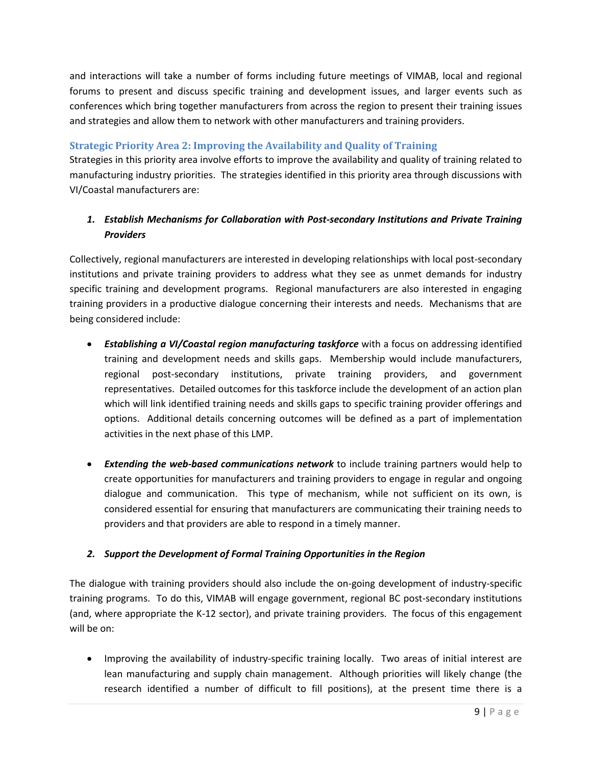and interactions will take a number of forms including future meetings of VIMAB, local and regional forums to present and discuss specific training and development issues, and larger events such as conferences which bring together manufacturers from across the region to present their training issues and strategies and allow them to network with other manufacturers and training providers.

### Strategic Priority Area 2: Improving the Availability and Quality of Training

Strategies in this priority area involve efforts to improve the availability and quality of training related to manufacturing industry priorities. The strategies identified in this priority area through discussions with VI/Coastal manufacturers are:

1. ***Establish Mechanisms for Collaboration with Post-secondary Institutions and Private Training Providers***

Collectively, regional manufacturers are interested in developing relationships with local post-secondary institutions and private training providers to address what they see as unmet demands for industry specific training and development programs. Regional manufacturers are also interested in engaging training providers in a productive dialogue concerning their interests and needs. Mechanisms that are being considered include:

- ***Establishing a VI/Coastal region manufacturing taskforce*** with a focus on addressing identified training and development needs and skills gaps. Membership would include manufacturers, regional post-secondary institutions, private training providers, and government representatives. Detailed outcomes for this taskforce include the development of an action plan which will link identified training needs and skills gaps to specific training provider offerings and options. Additional details concerning outcomes will be defined as a part of implementation activities in the next phase of this LMP.

- ***Extending the web-based communications network*** to include training partners would help to create opportunities for manufacturers and training providers to engage in regular and ongoing dialogue and communication. This type of mechanism, while not sufficient on its own, is considered essential for ensuring that manufacturers are communicating their training needs to providers and that providers are able to respond in a timely manner.

2. ***Support the Development of Formal Training Opportunities in the Region***

The dialogue with training providers should also include the on-going development of industry-specific training programs. To do this, VIMAB will engage government, regional BC post-secondary institutions (and, where appropriate the K-12 sector), and private training providers. The focus of this engagement will be on:

- Improving the availability of industry-specific training locally. Two areas of initial interest are lean manufacturing and supply chain management. Although priorities will likely change (the research identified a number of difficult to fill positions), at the present time there is a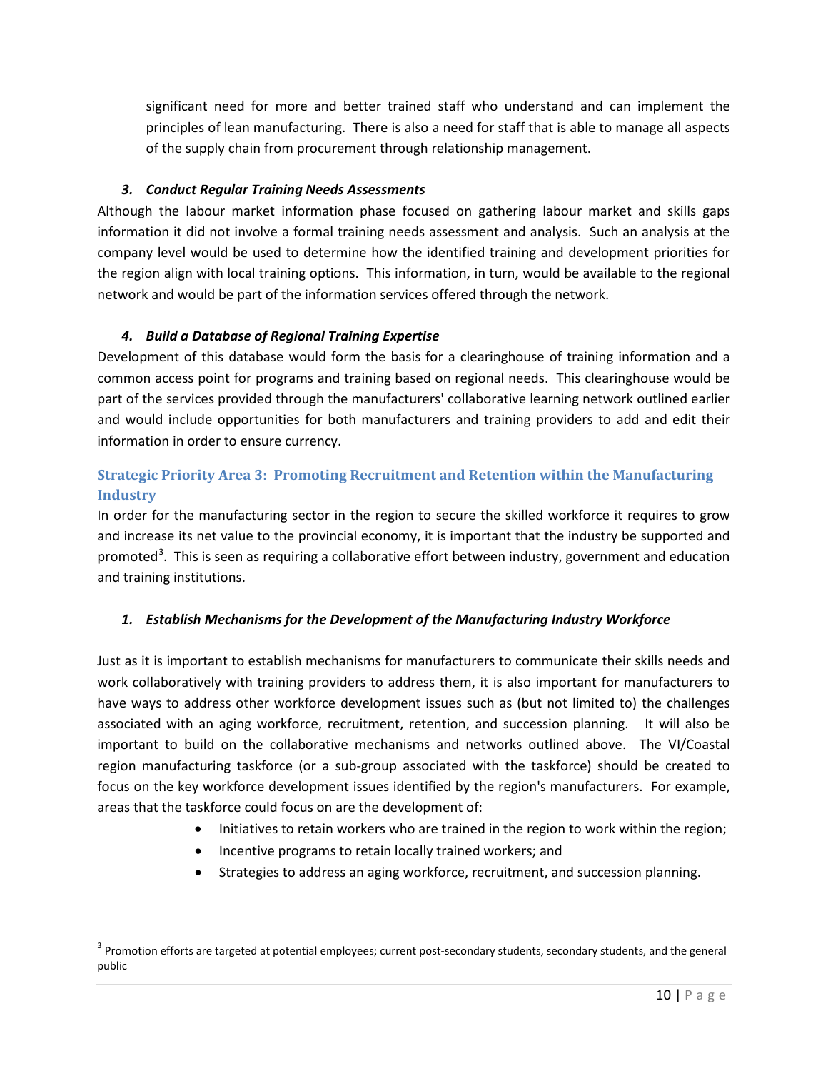significant need for more and better trained staff who understand and can implement the principles of lean manufacturing. There is also a need for staff that is able to manage all aspects of the supply chain from procurement through relationship management.

#### *3. Conduct Regular Training Needs Assessments*

Although the labour market information phase focused on gathering labour market and skills gaps information it did not involve a formal training needs assessment and analysis. Such an analysis at the company level would be used to determine how the identified training and development priorities for the region align with local training options. This information, in turn, would be available to the regional network and would be part of the information services offered through the network.

#### *4. Build a Database of Regional Training Expertise*

Development of this database would form the basis for a clearinghouse of training information and a common access point for programs and training based on regional needs. This clearinghouse would be part of the services provided through the manufacturers' collaborative learning network outlined earlier and would include opportunities for both manufacturers and training providers to add and edit their information in order to ensure currency.

### Strategic Priority Area 3: Promoting Recruitment and Retention within the Manufacturing Industry

In order for the manufacturing sector in the region to secure the skilled workforce it requires to grow and increase its net value to the provincial economy, it is important that the industry be supported and promoted[3]. This is seen as requiring a collaborative effort between industry, government and education and training institutions.

#### *1. Establish Mechanisms for the Development of the Manufacturing Industry Workforce*

Just as it is important to establish mechanisms for manufacturers to communicate their skills needs and work collaboratively with training providers to address them, it is also important for manufacturers to have ways to address other workforce development issues such as (but not limited to) the challenges associated with an aging workforce, recruitment, retention, and succession planning. It will also be important to build on the collaborative mechanisms and networks outlined above. The VI/Coastal region manufacturing taskforce (or a sub-group associated with the taskforce) should be created to focus on the key workforce development issues identified by the region's manufacturers. For example, areas that the taskforce could focus on are the development of:

- Initiatives to retain workers who are trained in the region to work within the region;
- Incentive programs to retain locally trained workers; and
- Strategies to address an aging workforce, recruitment, and succession planning.

[3] Promotion efforts are targeted at potential employees; current post-secondary students, secondary students, and the general public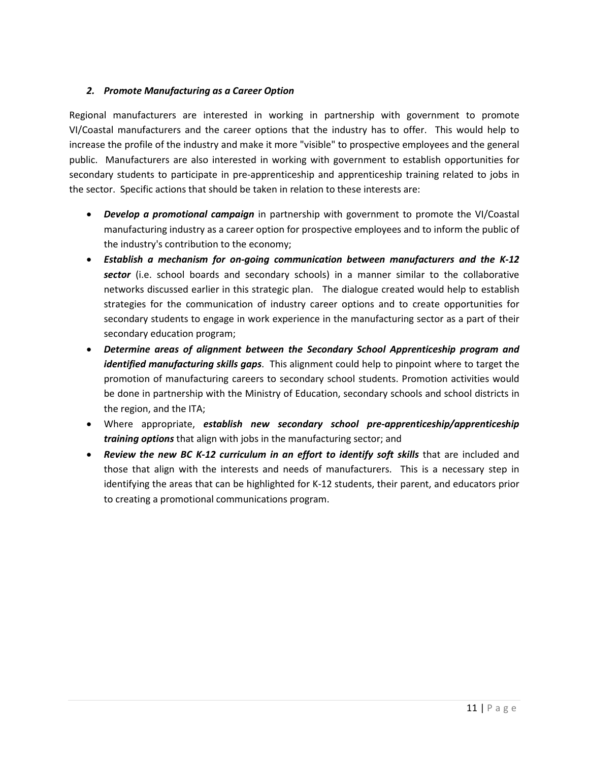### *2. Promote Manufacturing as a Career Option*

Regional manufacturers are interested in working in partnership with government to promote VI/Coastal manufacturers and the career options that the industry has to offer. This would help to increase the profile of the industry and make it more "visible" to prospective employees and the general public. Manufacturers are also interested in working with government to establish opportunities for secondary students to participate in pre-apprenticeship and apprenticeship training related to jobs in the sector. Specific actions that should be taken in relation to these interests are:

- ***Develop a promotional campaign*** in partnership with government to promote the VI/Coastal manufacturing industry as a career option for prospective employees and to inform the public of the industry's contribution to the economy;
- ***Establish a mechanism for on-going communication between manufacturers and the K-12 sector*** (i.e. school boards and secondary schools) in a manner similar to the collaborative networks discussed earlier in this strategic plan. The dialogue created would help to establish strategies for the communication of industry career options and to create opportunities for secondary students to engage in work experience in the manufacturing sector as a part of their secondary education program;
- ***Determine areas of alignment between the Secondary School Apprenticeship program and identified manufacturing skills gaps***. This alignment could help to pinpoint where to target the promotion of manufacturing careers to secondary school students. Promotion activities would be done in partnership with the Ministry of Education, secondary schools and school districts in the region, and the ITA;
- Where appropriate, ***establish new secondary school pre-apprenticeship/apprenticeship training options*** that align with jobs in the manufacturing sector; and
- ***Review the new BC K-12 curriculum in an effort to identify soft skills*** that are included and those that align with the interests and needs of manufacturers. This is a necessary step in identifying the areas that can be highlighted for K-12 students, their parent, and educators prior to creating a promotional communications program.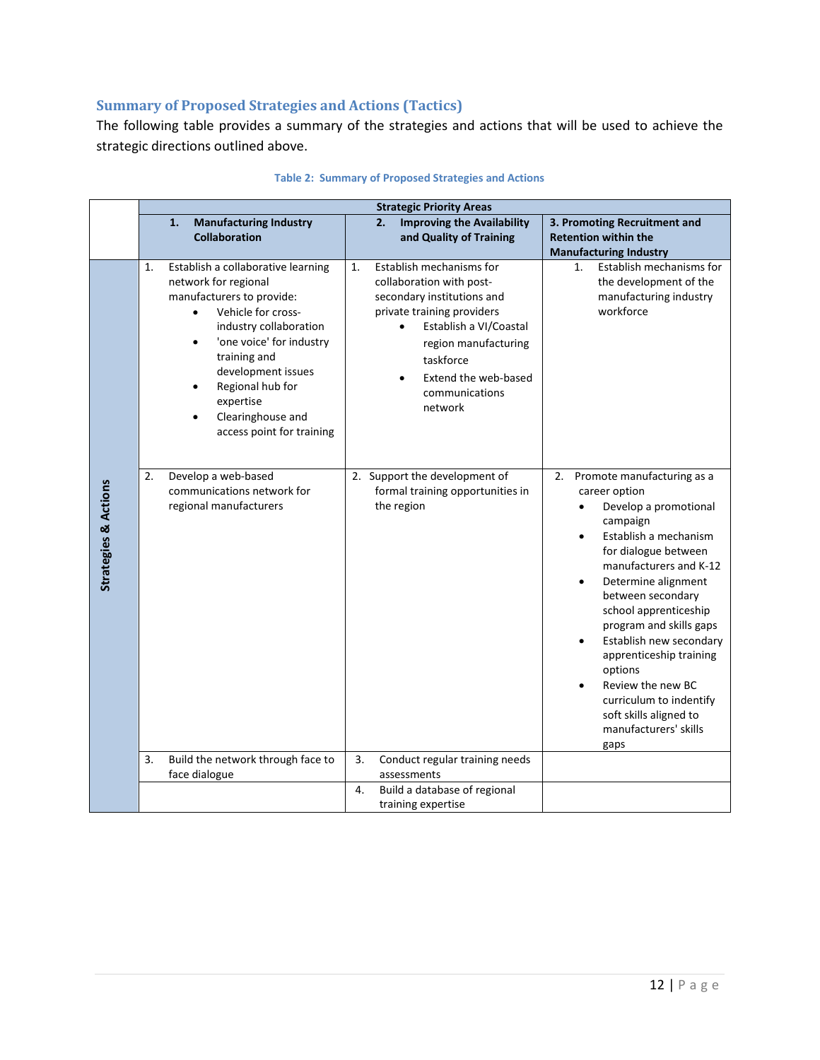## Summary of Proposed Strategies and Actions (Tactics)

The following table provides a summary of the strategies and actions that will be used to achieve the strategic directions outlined above.

**Table 2: Summary of Proposed Strategies and Actions**

| | **Strategic Priority Areas** | | |
|---|---|---|---|
| | **1. Manufacturing Industry Collaboration** | **2. Improving the Availability and Quality of Training** | **3. Promoting Recruitment and Retention within the Manufacturing Industry** |
| **Strategies & Actions** | 1. Establish a collaborative learning network for regional manufacturers to provide: <br>• Vehicle for cross-industry collaboration <br>• 'one voice' for industry training and development issues <br>• Regional hub for expertise <br>• Clearinghouse and access point for training | 1. Establish mechanisms for collaboration with post-secondary institutions and private training providers <br>• Establish a VI/Coastal region manufacturing taskforce <br>• Extend the web-based communications network | 1. Establish mechanisms for the development of the manufacturing industry workforce |
| | 2. Develop a web-based communications network for regional manufacturers | 2. Support the development of formal training opportunities in the region | 2. Promote manufacturing as a career option <br>• Develop a promotional campaign <br>• Establish a mechanism for dialogue between manufacturers and K-12 <br>• Determine alignment between secondary school apprenticeship program and skills gaps <br>• Establish new secondary apprenticeship training options <br>• Review the new BC curriculum to indentify soft skills aligned to manufacturers' skills gaps |
| | 3. Build the network through face to face dialogue | 3. Conduct regular training needs assessments | |
| | | 4. Build a database of regional training expertise | |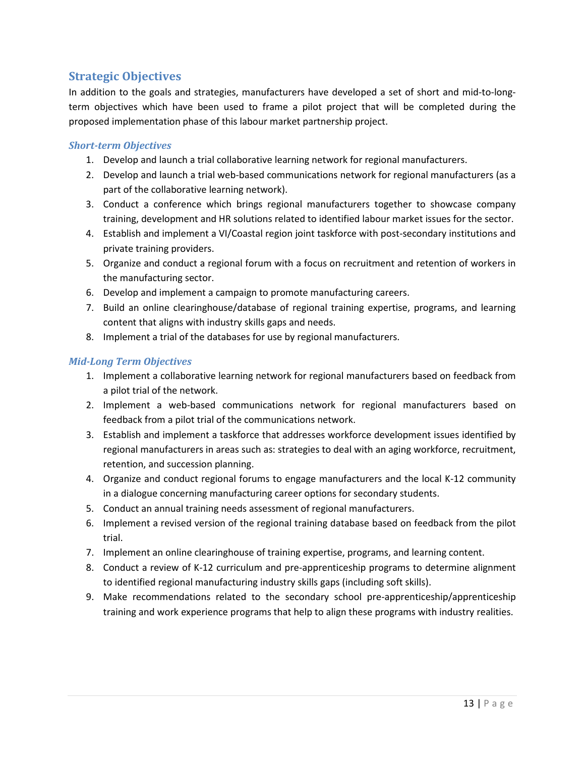## Strategic Objectives

In addition to the goals and strategies, manufacturers have developed a set of short and mid-to-long-term objectives which have been used to frame a pilot project that will be completed during the proposed implementation phase of this labour market partnership project.

### *Short-term Objectives*

1. Develop and launch a trial collaborative learning network for regional manufacturers.
2. Develop and launch a trial web-based communications network for regional manufacturers (as a part of the collaborative learning network).
3. Conduct a conference which brings regional manufacturers together to showcase company training, development and HR solutions related to identified labour market issues for the sector.
4. Establish and implement a VI/Coastal region joint taskforce with post-secondary institutions and private training providers.
5. Organize and conduct a regional forum with a focus on recruitment and retention of workers in the manufacturing sector.
6. Develop and implement a campaign to promote manufacturing careers.
7. Build an online clearinghouse/database of regional training expertise, programs, and learning content that aligns with industry skills gaps and needs.
8. Implement a trial of the databases for use by regional manufacturers.

### *Mid-Long Term Objectives*

1. Implement a collaborative learning network for regional manufacturers based on feedback from a pilot trial of the network.
2. Implement a web-based communications network for regional manufacturers based on feedback from a pilot trial of the communications network.
3. Establish and implement a taskforce that addresses workforce development issues identified by regional manufacturers in areas such as: strategies to deal with an aging workforce, recruitment, retention, and succession planning.
4. Organize and conduct regional forums to engage manufacturers and the local K-12 community in a dialogue concerning manufacturing career options for secondary students.
5. Conduct an annual training needs assessment of regional manufacturers.
6. Implement a revised version of the regional training database based on feedback from the pilot trial.
7. Implement an online clearinghouse of training expertise, programs, and learning content.
8. Conduct a review of K-12 curriculum and pre-apprenticeship programs to determine alignment to identified regional manufacturing industry skills gaps (including soft skills).
9. Make recommendations related to the secondary school pre-apprenticeship/apprenticeship training and work experience programs that help to align these programs with industry realities.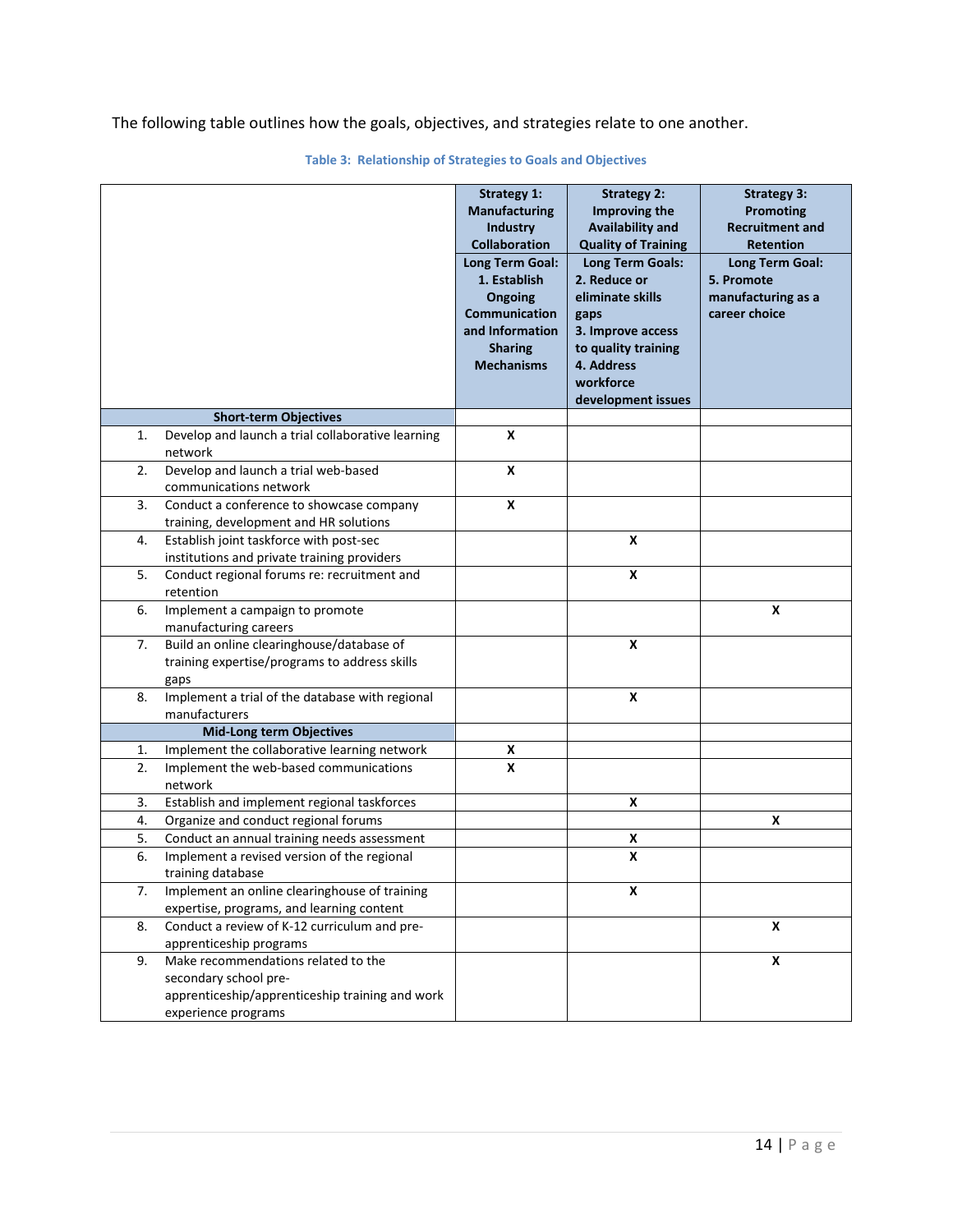The following table outlines how the goals, objectives, and strategies relate to one another.

**Table 3: Relationship of Strategies to Goals and Objectives**

| | **Strategy 1: Manufacturing Industry Collaboration** | **Strategy 2: Improving the Availability and Quality of Training** | **Strategy 3: Promoting Recruitment and Retention** |
|---|---|---|---|
| | **Long Term Goal: 1. Establish Ongoing Communication and Information Sharing Mechanisms** | **Long Term Goals: 2. Reduce or eliminate skills gaps 3. Improve access to quality training 4. Address workforce development issues** | **Long Term Goal: 5. Promote manufacturing as a career choice** |
| **Short-term Objectives** | | | |
| 1. Develop and launch a trial collaborative learning network | X | | |
| 2. Develop and launch a trial web-based communications network | X | | |
| 3. Conduct a conference to showcase company training, development and HR solutions | X | | |
| 4. Establish joint taskforce with post-sec institutions and private training providers | | X | |
| 5. Conduct regional forums re: recruitment and retention | | X | |
| 6. Implement a campaign to promote manufacturing careers | | | X |
| 7. Build an online clearinghouse/database of training expertise/programs to address skills gaps | | X | |
| 8. Implement a trial of the database with regional manufacturers | | X | |
| **Mid-Long term Objectives** | | | |
| 1. Implement the collaborative learning network | X | | |
| 2. Implement the web-based communications network | X | | |
| 3. Establish and implement regional taskforces | | X | |
| 4. Organize and conduct regional forums | | | X |
| 5. Conduct an annual training needs assessment | | X | |
| 6. Implement a revised version of the regional training database | | X | |
| 7. Implement an online clearinghouse of training expertise, programs, and learning content | | X | |
| 8. Conduct a review of K-12 curriculum and pre-apprenticeship programs | | | X |
| 9. Make recommendations related to the secondary school pre-apprenticeship/apprenticeship training and work experience programs | | | X |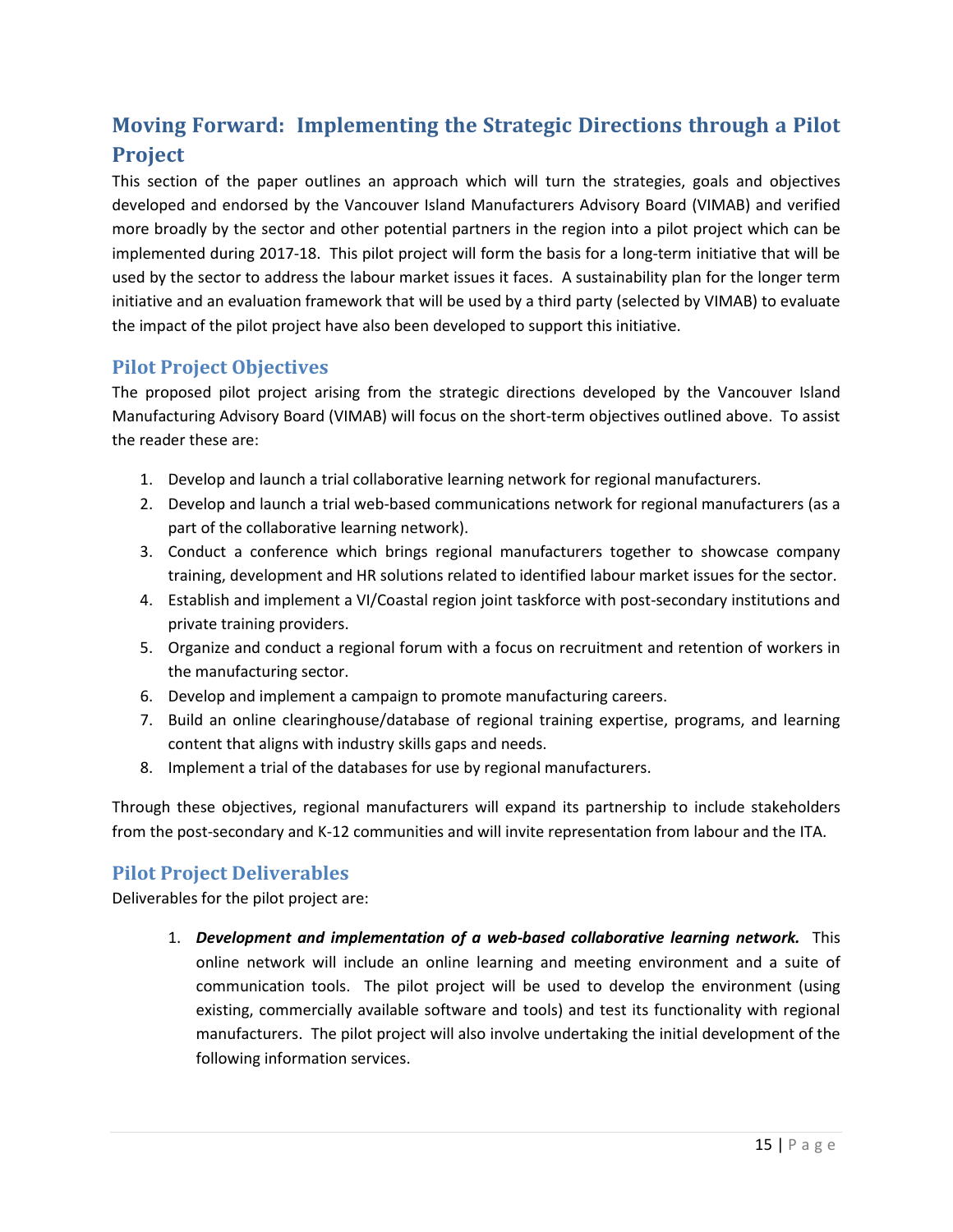## Moving Forward: Implementing the Strategic Directions through a Pilot Project

This section of the paper outlines an approach which will turn the strategies, goals and objectives developed and endorsed by the Vancouver Island Manufacturers Advisory Board (VIMAB) and verified more broadly by the sector and other potential partners in the region into a pilot project which can be implemented during 2017-18. This pilot project will form the basis for a long-term initiative that will be used by the sector to address the labour market issues it faces. A sustainability plan for the longer term initiative and an evaluation framework that will be used by a third party (selected by VIMAB) to evaluate the impact of the pilot project have also been developed to support this initiative.

### Pilot Project Objectives

The proposed pilot project arising from the strategic directions developed by the Vancouver Island Manufacturing Advisory Board (VIMAB) will focus on the short-term objectives outlined above. To assist the reader these are:

1. Develop and launch a trial collaborative learning network for regional manufacturers.
2. Develop and launch a trial web-based communications network for regional manufacturers (as a part of the collaborative learning network).
3. Conduct a conference which brings regional manufacturers together to showcase company training, development and HR solutions related to identified labour market issues for the sector.
4. Establish and implement a VI/Coastal region joint taskforce with post-secondary institutions and private training providers.
5. Organize and conduct a regional forum with a focus on recruitment and retention of workers in the manufacturing sector.
6. Develop and implement a campaign to promote manufacturing careers.
7. Build an online clearinghouse/database of regional training expertise, programs, and learning content that aligns with industry skills gaps and needs.
8. Implement a trial of the databases for use by regional manufacturers.

Through these objectives, regional manufacturers will expand its partnership to include stakeholders from the post-secondary and K-12 communities and will invite representation from labour and the ITA.

### Pilot Project Deliverables

Deliverables for the pilot project are:

1. ***Development and implementation of a web-based collaborative learning network.*** This online network will include an online learning and meeting environment and a suite of communication tools. The pilot project will be used to develop the environment (using existing, commercially available software and tools) and test its functionality with regional manufacturers. The pilot project will also involve undertaking the initial development of the following information services.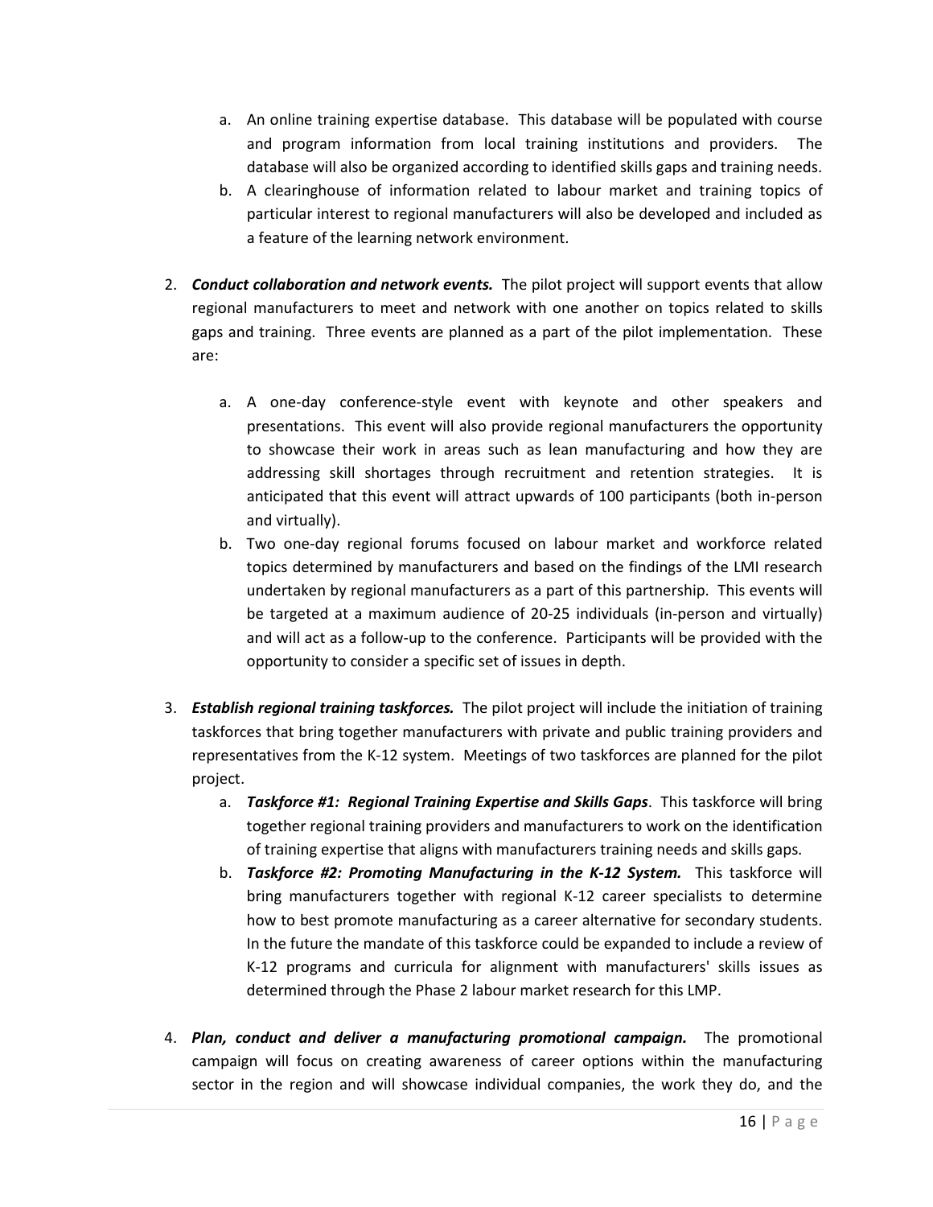a. An online training expertise database. This database will be populated with course and program information from local training institutions and providers. The database will also be organized according to identified skills gaps and training needs.
   b. A clearinghouse of information related to labour market and training topics of particular interest to regional manufacturers will also be developed and included as a feature of the learning network environment.

2. ***Conduct collaboration and network events.*** The pilot project will support events that allow regional manufacturers to meet and network with one another on topics related to skills gaps and training. Three events are planned as a part of the pilot implementation. These are:

   a. A one-day conference-style event with keynote and other speakers and presentations. This event will also provide regional manufacturers the opportunity to showcase their work in areas such as lean manufacturing and how they are addressing skill shortages through recruitment and retention strategies. It is anticipated that this event will attract upwards of 100 participants (both in-person and virtually).
   b. Two one-day regional forums focused on labour market and workforce related topics determined by manufacturers and based on the findings of the LMI research undertaken by regional manufacturers as a part of this partnership. This events will be targeted at a maximum audience of 20-25 individuals (in-person and virtually) and will act as a follow-up to the conference. Participants will be provided with the opportunity to consider a specific set of issues in depth.

3. ***Establish regional training taskforces.*** The pilot project will include the initiation of training taskforces that bring together manufacturers with private and public training providers and representatives from the K-12 system. Meetings of two taskforces are planned for the pilot project.
   a. ***Taskforce #1: Regional Training Expertise and Skills Gaps***. This taskforce will bring together regional training providers and manufacturers to work on the identification of training expertise that aligns with manufacturers training needs and skills gaps.
   b. ***Taskforce #2: Promoting Manufacturing in the K-12 System.*** This taskforce will bring manufacturers together with regional K-12 career specialists to determine how to best promote manufacturing as a career alternative for secondary students. In the future the mandate of this taskforce could be expanded to include a review of K-12 programs and curricula for alignment with manufacturers' skills issues as determined through the Phase 2 labour market research for this LMP.

4. ***Plan, conduct and deliver a manufacturing promotional campaign.*** The promotional campaign will focus on creating awareness of career options within the manufacturing sector in the region and will showcase individual companies, the work they do, and the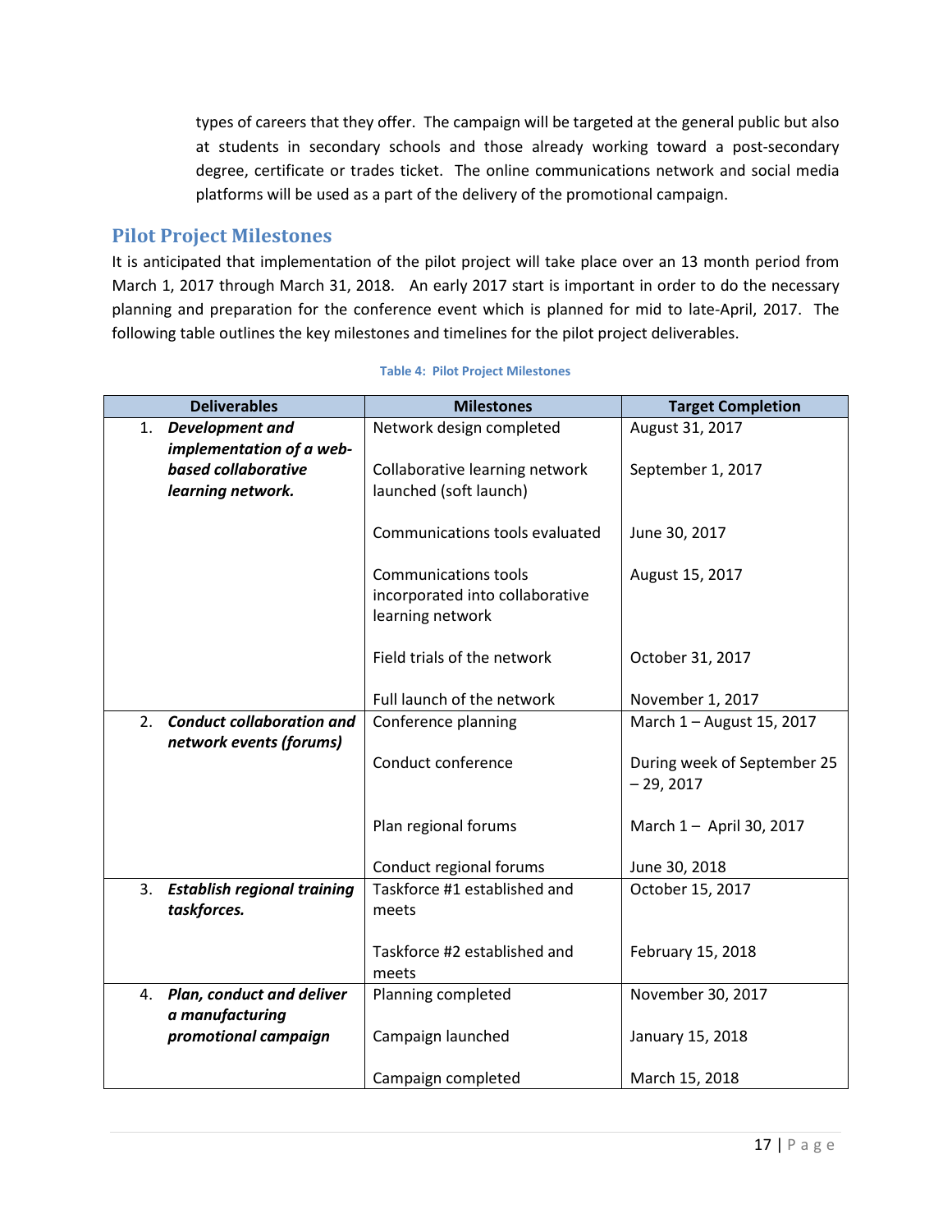types of careers that they offer. The campaign will be targeted at the general public but also at students in secondary schools and those already working toward a post-secondary degree, certificate or trades ticket. The online communications network and social media platforms will be used as a part of the delivery of the promotional campaign.

## Pilot Project Milestones

It is anticipated that implementation of the pilot project will take place over an 13 month period from March 1, 2017 through March 31, 2018. An early 2017 start is important in order to do the necessary planning and preparation for the conference event which is planned for mid to late-April, 2017. The following table outlines the key milestones and timelines for the pilot project deliverables.

**Table 4: Pilot Project Milestones**

| Deliverables | Milestones | Target Completion |
|---|---|---|
| 1. ***Development and implementation of a web-based collaborative learning network.*** | Network design completed | August 31, 2017 |
| | Collaborative learning network launched (soft launch) | September 1, 2017 |
| | Communications tools evaluated | June 30, 2017 |
| | Communications tools incorporated into collaborative learning network | August 15, 2017 |
| | Field trials of the network | October 31, 2017 |
| | Full launch of the network | November 1, 2017 |
| 2. ***Conduct collaboration and network events (forums)*** | Conference planning | March 1 – August 15, 2017 |
| | Conduct conference | During week of September 25 – 29, 2017 |
| | Plan regional forums | March 1 – April 30, 2017 |
| | Conduct regional forums | June 30, 2018 |
| 3. ***Establish regional training taskforces.*** | Taskforce #1 established and meets | October 15, 2017 |
| | Taskforce #2 established and meets | February 15, 2018 |
| 4. ***Plan, conduct and deliver a manufacturing promotional campaign*** | Planning completed | November 30, 2017 |
| | Campaign launched | January 15, 2018 |
| | Campaign completed | March 15, 2018 |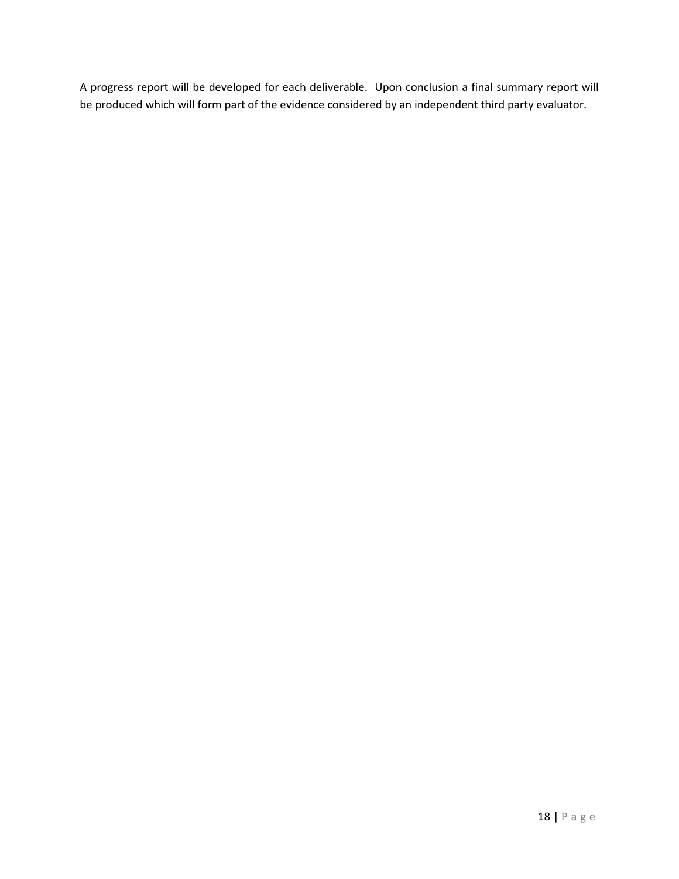A progress report will be developed for each deliverable. Upon conclusion a final summary report will be produced which will form part of the evidence considered by an independent third party evaluator.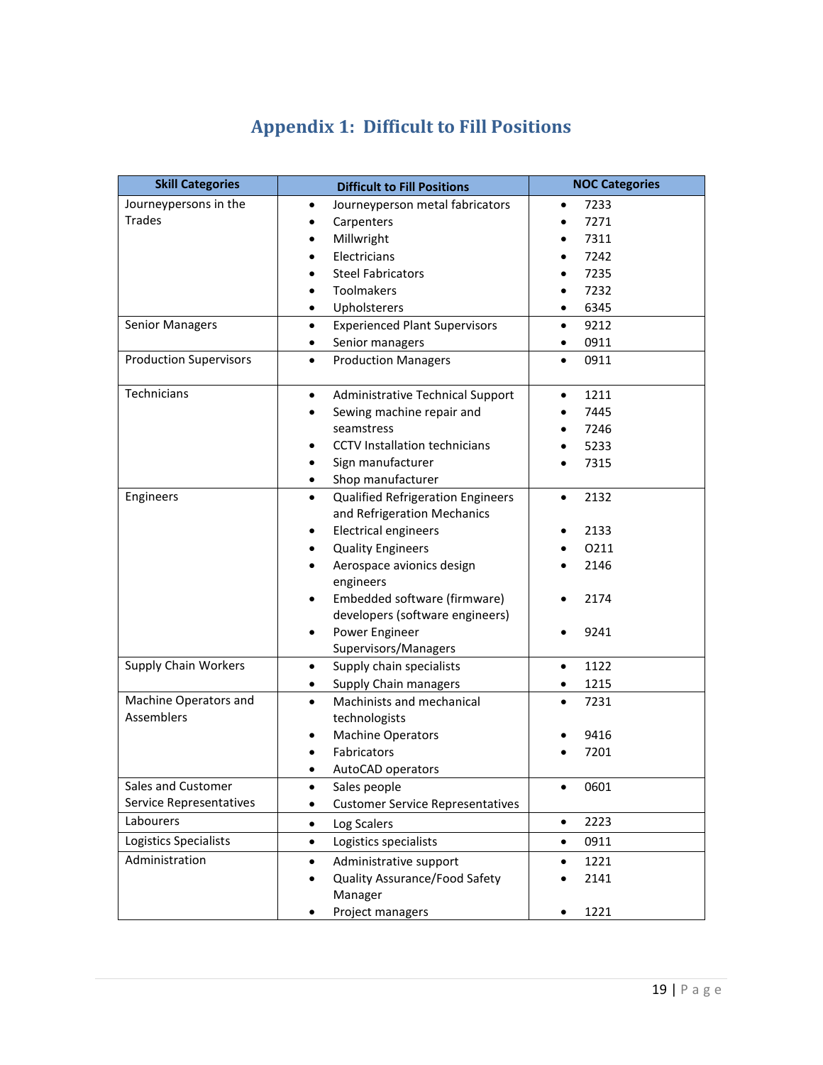# Appendix 1: Difficult to Fill Positions

| Skill Categories | Difficult to Fill Positions | NOC Categories |
|---|---|---|
| Journeypersons in the Trades | • Journeyperson metal fabricators<br>• Carpenters<br>• Millwright<br>• Electricians<br>• Steel Fabricators<br>• Toolmakers<br>• Upholsterers | • 7233<br>• 7271<br>• 7311<br>• 7242<br>• 7235<br>• 7232<br>• 6345 |
| Senior Managers | • Experienced Plant Supervisors<br>• Senior managers | • 9212<br>• 0911 |
| Production Supervisors | • Production Managers | • 0911 |
| Technicians | • Administrative Technical Support<br>• Sewing machine repair and seamstress<br>• CCTV Installation technicians<br>• Sign manufacturer<br>• Shop manufacturer | • 1211<br>• 7445<br>• 7246<br>• 5233<br>• 7315 |
| Engineers | • Qualified Refrigeration Engineers and Refrigeration Mechanics<br>• Electrical engineers<br>• Quality Engineers<br>• Aerospace avionics design engineers<br>• Embedded software (firmware) developers (software engineers)<br>• Power Engineer Supervisors/Managers | • 2132<br>• 2133<br>• O211<br>• 2146<br>• 2174<br>• 9241 |
| Supply Chain Workers | • Supply chain specialists<br>• Supply Chain managers | • 1122<br>• 1215 |
| Machine Operators and Assemblers | • Machinists and mechanical technologists<br>• Machine Operators<br>• Fabricators<br>• AutoCAD operators | • 7231<br>• 9416<br>• 7201 |
| Sales and Customer Service Representatives | • Sales people<br>• Customer Service Representatives | • 0601 |
| Labourers | • Log Scalers | • 2223 |
| Logistics Specialists | • Logistics specialists | • 0911 |
| Administration | • Administrative support<br>• Quality Assurance/Food Safety Manager<br>• Project managers | • 1221<br>• 2141<br>• 1221 |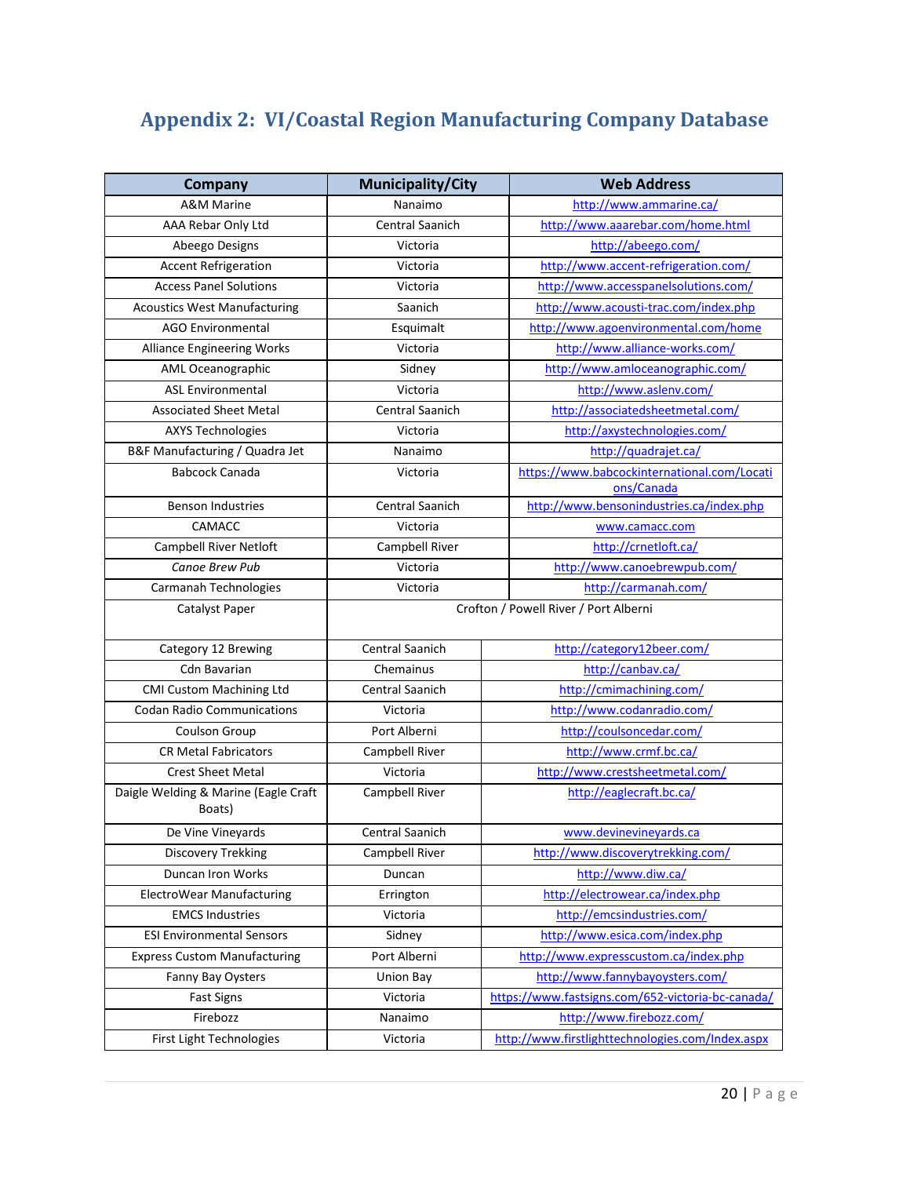# Appendix 2: VI/Coastal Region Manufacturing Company Database

| Company | Municipality/City | Web Address |
|---|---|---|
| A&M Marine | Nanaimo | http://www.ammarine.ca/ |
| AAA Rebar Only Ltd | Central Saanich | http://www.aaarebar.com/home.html |
| Abeego Designs | Victoria | http://abeego.com/ |
| Accent Refrigeration | Victoria | http://www.accent-refrigeration.com/ |
| Access Panel Solutions | Victoria | http://www.accesspanelsolutions.com/ |
| Acoustics West Manufacturing | Saanich | http://www.acousti-trac.com/index.php |
| AGO Environmental | Esquimalt | http://www.agoenvironmental.com/home |
| Alliance Engineering Works | Victoria | http://www.alliance-works.com/ |
| AML Oceanographic | Sidney | http://www.amloceanographic.com/ |
| ASL Environmental | Victoria | http://www.aslenv.com/ |
| Associated Sheet Metal | Central Saanich | http://associatedsheetmetal.com/ |
| AXYS Technologies | Victoria | http://axystechnologies.com/ |
| B&F Manufacturing / Quadra Jet | Nanaimo | http://quadrajet.ca/ |
| Babcock Canada | Victoria | https://www.babcockinternational.com/Locations/Canada |
| Benson Industries | Central Saanich | http://www.bensonindustries.ca/index.php |
| CAMACC | Victoria | www.camacc.com |
| Campbell River Netloft | Campbell River | http://crnetloft.ca/ |
| *Canoe Brew Pub* | Victoria | http://www.canoebrewpub.com/ |
| Carmanah Technologies | Victoria | http://carmanah.com/ |
| Catalyst Paper | Crofton / Powell River / Port Alberni | |
| Category 12 Brewing | Central Saanich | http://category12beer.com/ |
| Cdn Bavarian | Chemainus | http://canbav.ca/ |
| CMI Custom Machining Ltd | Central Saanich | http://cmimachining.com/ |
| Codan Radio Communications | Victoria | http://www.codanradio.com/ |
| Coulson Group | Port Alberni | http://coulsoncedar.com/ |
| CR Metal Fabricators | Campbell River | http://www.crmf.bc.ca/ |
| Crest Sheet Metal | Victoria | http://www.crestsheetmetal.com/ |
| Daigle Welding & Marine (Eagle Craft Boats) | Campbell River | http://eaglecraft.bc.ca/ |
| De Vine Vineyards | Central Saanich | www.devinevineyards.ca |
| Discovery Trekking | Campbell River | http://www.discoverytrekking.com/ |
| Duncan Iron Works | Duncan | http://www.diw.ca/ |
| ElectroWear Manufacturing | Errington | http://electrowear.ca/index.php |
| EMCS Industries | Victoria | http://emcsindustries.com/ |
| ESI Environmental Sensors | Sidney | http://www.esica.com/index.php |
| Express Custom Manufacturing | Port Alberni | http://www.expresscustom.ca/index.php |
| Fanny Bay Oysters | Union Bay | http://www.fannybayoysters.com/ |
| Fast Signs | Victoria | https://www.fastsigns.com/652-victoria-bc-canada/ |
| Firebozz | Nanaimo | http://www.firebozz.com/ |
| First Light Technologies | Victoria | http://www.firstlighttechnologies.com/Index.aspx |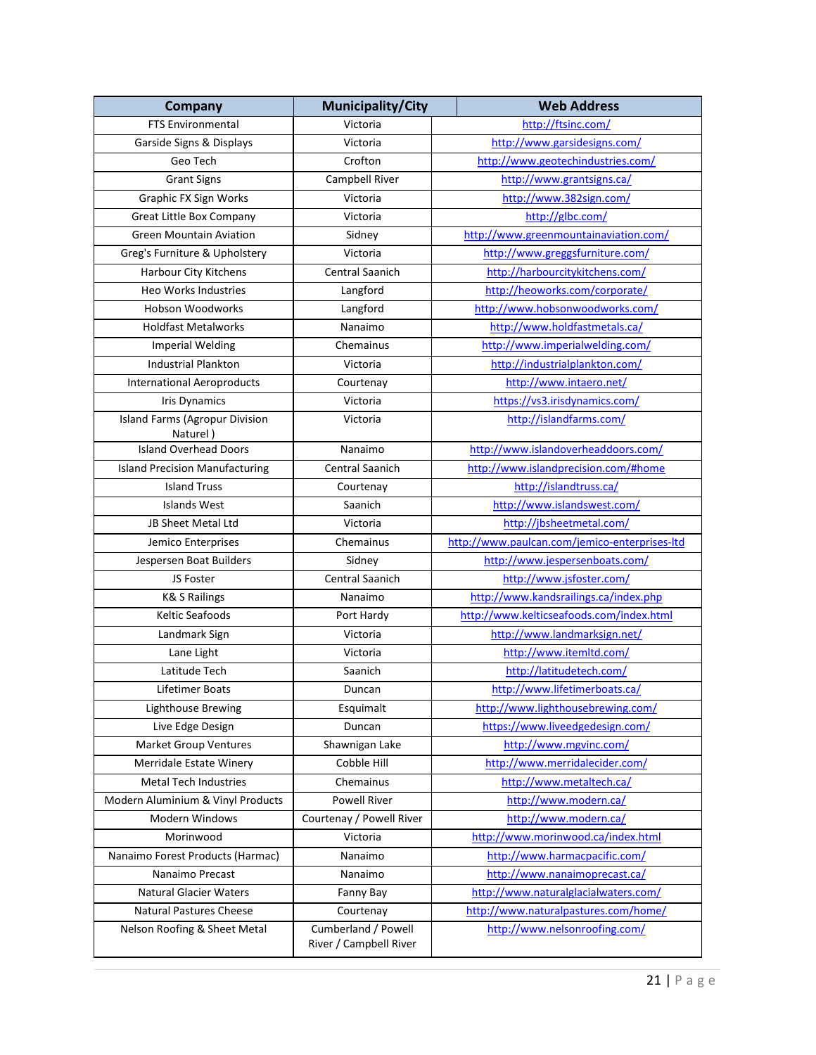| Company | Municipality/City | Web Address |
|---|---|---|
| FTS Environmental | Victoria | http://ftsinc.com/ |
| Garside Signs & Displays | Victoria | http://www.garsidesigns.com/ |
| Geo Tech | Crofton | http://www.geotechindustries.com/ |
| Grant Signs | Campbell River | http://www.grantsigns.ca/ |
| Graphic FX Sign Works | Victoria | http://www.382sign.com/ |
| Great Little Box Company | Victoria | http://glbc.com/ |
| Green Mountain Aviation | Sidney | http://www.greenmountainaviation.com/ |
| Greg's Furniture & Upholstery | Victoria | http://www.greggsfurniture.com/ |
| Harbour City Kitchens | Central Saanich | http://harbourcitykitchens.com/ |
| Heo Works Industries | Langford | http://heoworks.com/corporate/ |
| Hobson Woodworks | Langford | http://www.hobsonwoodworks.com/ |
| Holdfast Metalworks | Nanaimo | http://www.holdfastmetals.ca/ |
| Imperial Welding | Chemainus | http://www.imperialwelding.com/ |
| Industrial Plankton | Victoria | http://industrialplankton.com/ |
| International Aeroproducts | Courtenay | http://www.intaero.net/ |
| Iris Dynamics | Victoria | https://vs3.irisdynamics.com/ |
| Island Farms (Agropur Division Naturel ) | Victoria | http://islandfarms.com/ |
| Island Overhead Doors | Nanaimo | http://www.islandoverheaddoors.com/ |
| Island Precision Manufacturing | Central Saanich | http://www.islandprecision.com/#home |
| Island Truss | Courtenay | http://islandtruss.ca/ |
| Islands West | Saanich | http://www.islandswest.com/ |
| JB Sheet Metal Ltd | Victoria | http://jbsheetmetal.com/ |
| Jemico Enterprises | Chemainus | http://www.paulcan.com/jemico-enterprises-ltd |
| Jespersen Boat Builders | Sidney | http://www.jespersenboats.com/ |
| JS Foster | Central Saanich | http://www.jsfoster.com/ |
| K& S Railings | Nanaimo | http://www.kandsrailings.ca/index.php |
| Keltic Seafoods | Port Hardy | http://www.kelticseafoods.com/index.html |
| Landmark Sign | Victoria | http://www.landmarksign.net/ |
| Lane Light | Victoria | http://www.itemltd.com/ |
| Latitude Tech | Saanich | http://latitudetech.com/ |
| Lifetimer Boats | Duncan | http://www.lifetimerboats.ca/ |
| Lighthouse Brewing | Esquimalt | http://www.lighthousebrewing.com/ |
| Live Edge Design | Duncan | https://www.liveedgedesign.com/ |
| Market Group Ventures | Shawnigan Lake | http://www.mgvinc.com/ |
| Merridale Estate Winery | Cobble Hill | http://www.merridalecider.com/ |
| Metal Tech Industries | Chemainus | http://www.metaltech.ca/ |
| Modern Aluminium & Vinyl Products | Powell River | http://www.modern.ca/ |
| Modern Windows | Courtenay / Powell River | http://www.modern.ca/ |
| Morinwood | Victoria | http://www.morinwood.ca/index.html |
| Nanaimo Forest Products (Harmac) | Nanaimo | http://www.harmacpacific.com/ |
| Nanaimo Precast | Nanaimo | http://www.nanaimoprecast.ca/ |
| Natural Glacier Waters | Fanny Bay | http://www.naturalglacialwaters.com/ |
| Natural Pastures Cheese | Courtenay | http://www.naturalpastures.com/home/ |
| Nelson Roofing & Sheet Metal | Cumberland / Powell River / Campbell River | http://www.nelsonroofing.com/ |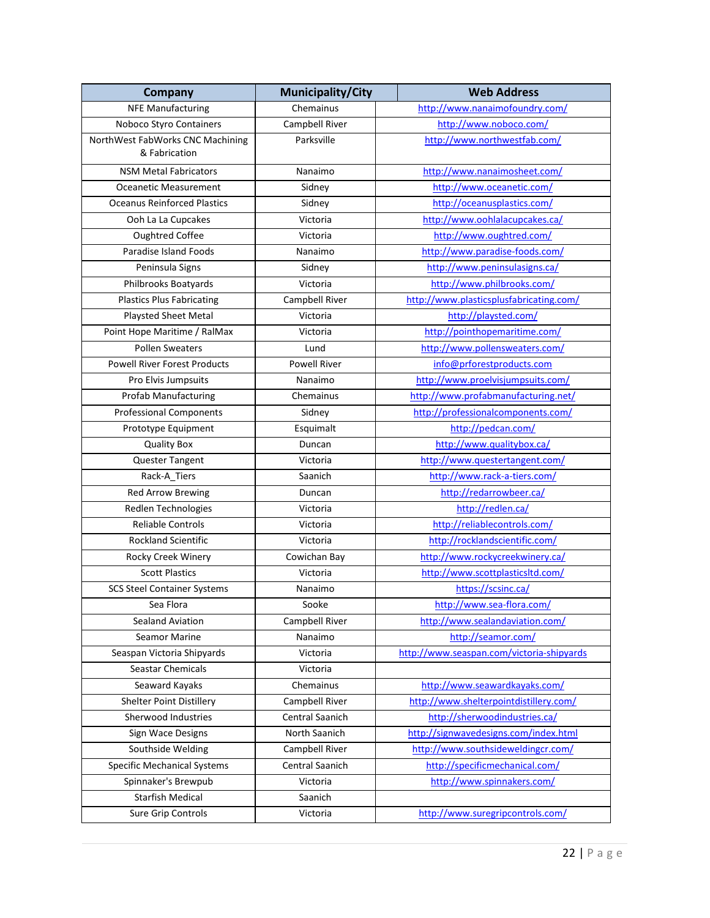| Company | Municipality/City | Web Address |
|---|---|---|
| NFE Manufacturing | Chemainus | http://www.nanaimofoundry.com/ |
| Noboco Styro Containers | Campbell River | http://www.noboco.com/ |
| NorthWest FabWorks CNC Machining & Fabrication | Parksville | http://www.northwestfab.com/ |
| NSM Metal Fabricators | Nanaimo | http://www.nanaimosheet.com/ |
| Oceanetic Measurement | Sidney | http://www.oceanetic.com/ |
| Oceanus Reinforced Plastics | Sidney | http://oceanusplastics.com/ |
| Ooh La La Cupcakes | Victoria | http://www.oohlalacupcakes.ca/ |
| Oughtred Coffee | Victoria | http://www.oughtred.com/ |
| Paradise Island Foods | Nanaimo | http://www.paradise-foods.com/ |
| Peninsula Signs | Sidney | http://www.peninsulasigns.ca/ |
| Philbrooks Boatyards | Victoria | http://www.philbrooks.com/ |
| Plastics Plus Fabricating | Campbell River | http://www.plasticsplusfabricating.com/ |
| Playsted Sheet Metal | Victoria | http://playsted.com/ |
| Point Hope Maritime / RalMax | Victoria | http://pointhopemaritime.com/ |
| Pollen Sweaters | Lund | http://www.pollensweaters.com/ |
| Powell River Forest Products | Powell River | info@prforestproducts.com |
| Pro Elvis Jumpsuits | Nanaimo | http://www.proelvisjumpsuits.com/ |
| Profab Manufacturing | Chemainus | http://www.profabmanufacturing.net/ |
| Professional Components | Sidney | http://professionalcomponents.com/ |
| Prototype Equipment | Esquimalt | http://pedcan.com/ |
| Quality Box | Duncan | http://www.qualitybox.ca/ |
| Quester Tangent | Victoria | http://www.questertangent.com/ |
| Rack-A_Tiers | Saanich | http://www.rack-a-tiers.com/ |
| Red Arrow Brewing | Duncan | http://redarrowbeer.ca/ |
| Redlen Technologies | Victoria | http://redlen.ca/ |
| Reliable Controls | Victoria | http://reliablecontrols.com/ |
| Rockland Scientific | Victoria | http://rocklandscientific.com/ |
| Rocky Creek Winery | Cowichan Bay | http://www.rockycreekwinery.ca/ |
| Scott Plastics | Victoria | http://www.scottplasticsltd.com/ |
| SCS Steel Container Systems | Nanaimo | https://scsinc.ca/ |
| Sea Flora | Sooke | http://www.sea-flora.com/ |
| Sealand Aviation | Campbell River | http://www.sealandaviation.com/ |
| Seamor Marine | Nanaimo | http://seamor.com/ |
| Seaspan Victoria Shipyards | Victoria | http://www.seaspan.com/victoria-shipyards |
| Seastar Chemicals | Victoria | |
| Seaward Kayaks | Chemainus | http://www.seawardkayaks.com/ |
| Shelter Point Distillery | Campbell River | http://www.shelterpointdistillery.com/ |
| Sherwood Industries | Central Saanich | http://sherwoodindustries.ca/ |
| Sign Wace Designs | North Saanich | http://signwavedesigns.com/index.html |
| Southside Welding | Campbell River | http://www.southsideweldingcr.com/ |
| Specific Mechanical Systems | Central Saanich | http://specificmechanical.com/ |
| Spinnaker's Brewpub | Victoria | http://www.spinnakers.com/ |
| Starfish Medical | Saanich | |
| Sure Grip Controls | Victoria | http://www.suregripcontrols.com/ |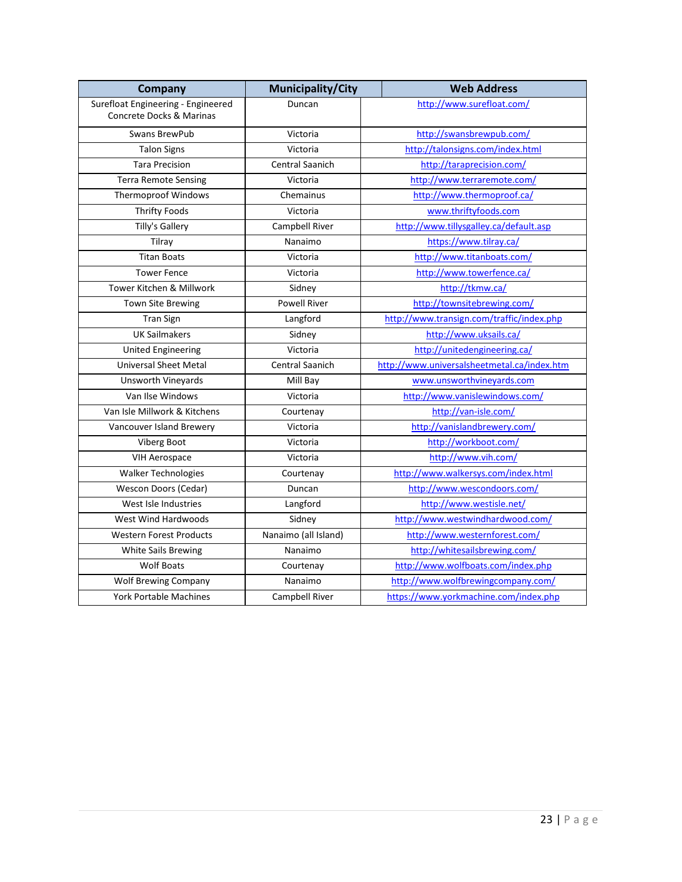| Company | Municipality/City | Web Address |
|---|---|---|
| Surefloat Engineering - Engineered Concrete Docks & Marinas | Duncan | http://www.surefloat.com/ |
| Swans BrewPub | Victoria | http://swansbrewpub.com/ |
| Talon Signs | Victoria | http://talonsigns.com/index.html |
| Tara Precision | Central Saanich | http://taraprecision.com/ |
| Terra Remote Sensing | Victoria | http://www.terraremote.com/ |
| Thermoproof Windows | Chemainus | http://www.thermoproof.ca/ |
| Thrifty Foods | Victoria | www.thriftyfoods.com |
| Tilly's Gallery | Campbell River | http://www.tillysgalley.ca/default.asp |
| Tilray | Nanaimo | https://www.tilray.ca/ |
| Titan Boats | Victoria | http://www.titanboats.com/ |
| Tower Fence | Victoria | http://www.towerfence.ca/ |
| Tower Kitchen & Millwork | Sidney | http://tkmw.ca/ |
| Town Site Brewing | Powell River | http://townsitebrewing.com/ |
| Tran Sign | Langford | http://www.transign.com/traffic/index.php |
| UK Sailmakers | Sidney | http://www.uksails.ca/ |
| United Engineering | Victoria | http://unitedengineering.ca/ |
| Universal Sheet Metal | Central Saanich | http://www.universalsheetmetal.ca/index.htm |
| Unsworth Vineyards | Mill Bay | www.unsworthvineyards.com |
| Van Ilse Windows | Victoria | http://www.vanislewindows.com/ |
| Van Isle Millwork & Kitchens | Courtenay | http://van-isle.com/ |
| Vancouver Island Brewery | Victoria | http://vanislandbrewery.com/ |
| Viberg Boot | Victoria | http://workboot.com/ |
| VIH Aerospace | Victoria | http://www.vih.com/ |
| Walker Technologies | Courtenay | http://www.walkersys.com/index.html |
| Wescon Doors (Cedar) | Duncan | http://www.wescondoors.com/ |
| West Isle Industries | Langford | http://www.westisle.net/ |
| West Wind Hardwoods | Sidney | http://www.westwindhardwood.com/ |
| Western Forest Products | Nanaimo (all Island) | http://www.westernforest.com/ |
| White Sails Brewing | Nanaimo | http://whitesailsbrewing.com/ |
| Wolf Boats | Courtenay | http://www.wolfboats.com/index.php |
| Wolf Brewing Company | Nanaimo | http://www.wolfbrewingcompany.com/ |
| York Portable Machines | Campbell River | https://www.yorkmachine.com/index.php |